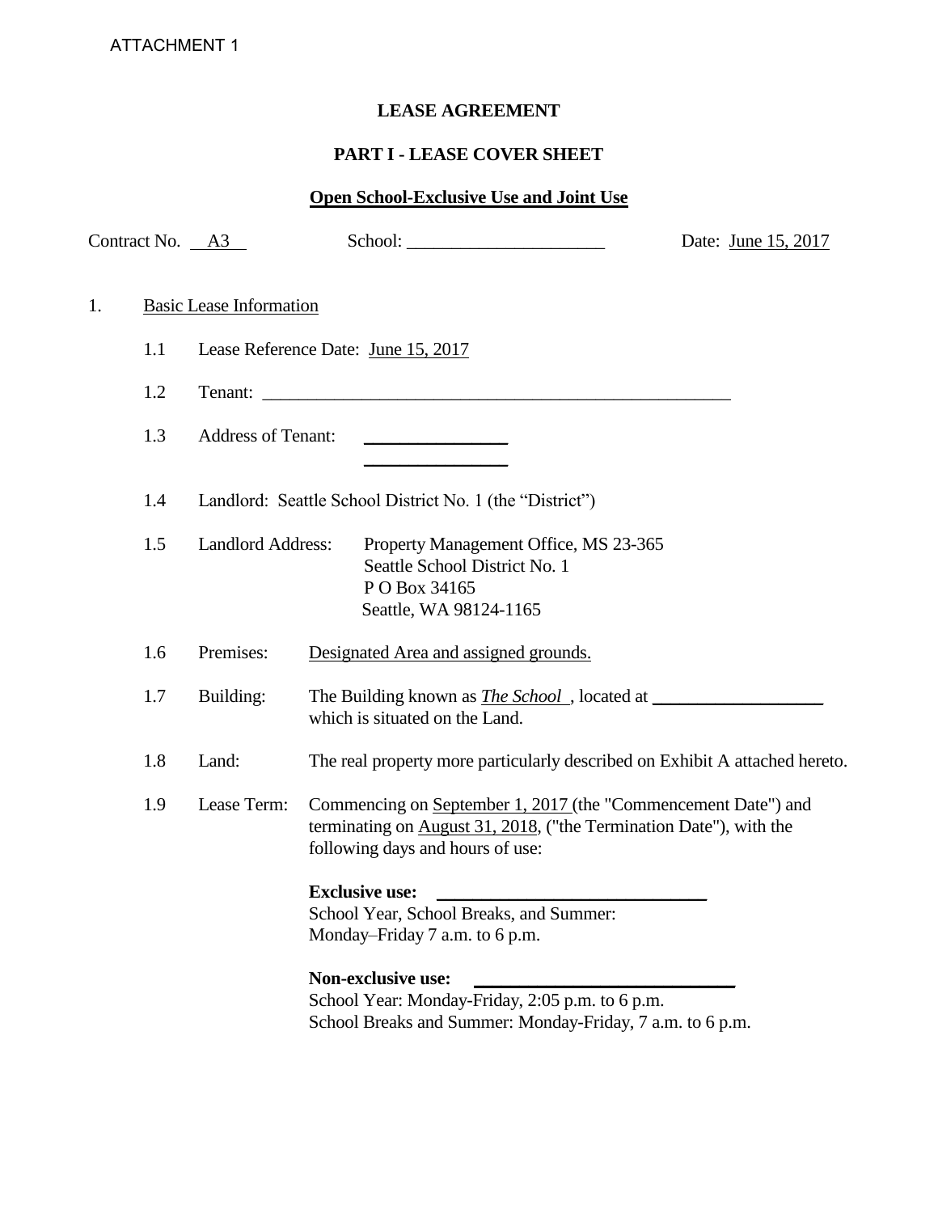ATTACHMENT 1

# LEASE AGREEMENT

## PART I - LEASE COVER SHEET

### Open School-Exclusive Use and Joint Use

Contract No. A3 School: ______________________ Date: June 15, 2017

1. Basic Lease Information

   1.1 Lease Reference Date: June 15, 2017

   1.2 Tenant: ______________________________________________________

   1.3 Address of Tenant: ________________
   ________________

   1.4 Landlord: Seattle School District No. 1 (the "District")

   1.5 Landlord Address: Property Management Office, MS 23-365
   Seattle School District No. 1
   P O Box 34165
   Seattle, WA 98124-1165

   1.6 Premises: Designated Area and assigned grounds.

   1.7 Building: The Building known as *The School*, located at ___________________ which is situated on the Land.

   1.8 Land: The real property more particularly described on Exhibit A attached hereto.

   1.9 Lease Term: Commencing on September 1, 2017 (the "Commencement Date") and terminating on August 31, 2018, ("the Termination Date"), with the following days and hours of use:

   **Exclusive use:** ______________________________
   School Year, School Breaks, and Summer:
   Monday–Friday 7 a.m. to 6 p.m.

   **Non-exclusive use:** ______________________________
   School Year: Monday-Friday, 2:05 p.m. to 6 p.m.
   School Breaks and Summer: Monday-Friday, 7 a.m. to 6 p.m.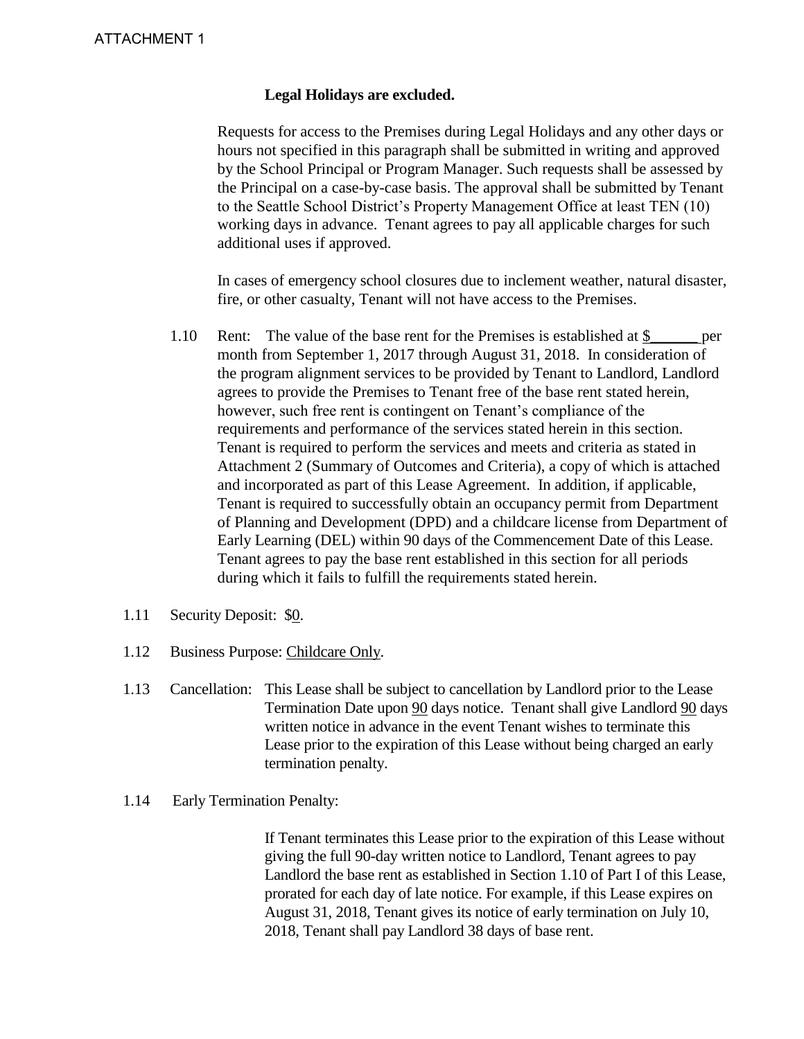ATTACHMENT 1

**Legal Holidays are excluded.**

Requests for access to the Premises during Legal Holidays and any other days or hours not specified in this paragraph shall be submitted in writing and approved by the School Principal or Program Manager. Such requests shall be assessed by the Principal on a case-by-case basis. The approval shall be submitted by Tenant to the Seattle School District's Property Management Office at least TEN (10) working days in advance. Tenant agrees to pay all applicable charges for such additional uses if approved.

In cases of emergency school closures due to inclement weather, natural disaster, fire, or other casualty, Tenant will not have access to the Premises.

1.10 Rent: The value of the base rent for the Premises is established at $______ per month from September 1, 2017 through August 31, 2018. In consideration of the program alignment services to be provided by Tenant to Landlord, Landlord agrees to provide the Premises to Tenant free of the base rent stated herein, however, such free rent is contingent on Tenant's compliance of the requirements and performance of the services stated herein in this section. Tenant is required to perform the services and meets and criteria as stated in Attachment 2 (Summary of Outcomes and Criteria), a copy of which is attached and incorporated as part of this Lease Agreement. In addition, if applicable, Tenant is required to successfully obtain an occupancy permit from Department of Planning and Development (DPD) and a childcare license from Department of Early Learning (DEL) within 90 days of the Commencement Date of this Lease. Tenant agrees to pay the base rent established in this section for all periods during which it fails to fulfill the requirements stated herein.

1.11 Security Deposit: $0.

1.12 Business Purpose: Childcare Only.

1.13 Cancellation: This Lease shall be subject to cancellation by Landlord prior to the Lease Termination Date upon 90 days notice. Tenant shall give Landlord 90 days written notice in advance in the event Tenant wishes to terminate this Lease prior to the expiration of this Lease without being charged an early termination penalty.

1.14 Early Termination Penalty:

If Tenant terminates this Lease prior to the expiration of this Lease without giving the full 90-day written notice to Landlord, Tenant agrees to pay Landlord the base rent as established in Section 1.10 of Part I of this Lease, prorated for each day of late notice. For example, if this Lease expires on August 31, 2018, Tenant gives its notice of early termination on July 10, 2018, Tenant shall pay Landlord 38 days of base rent.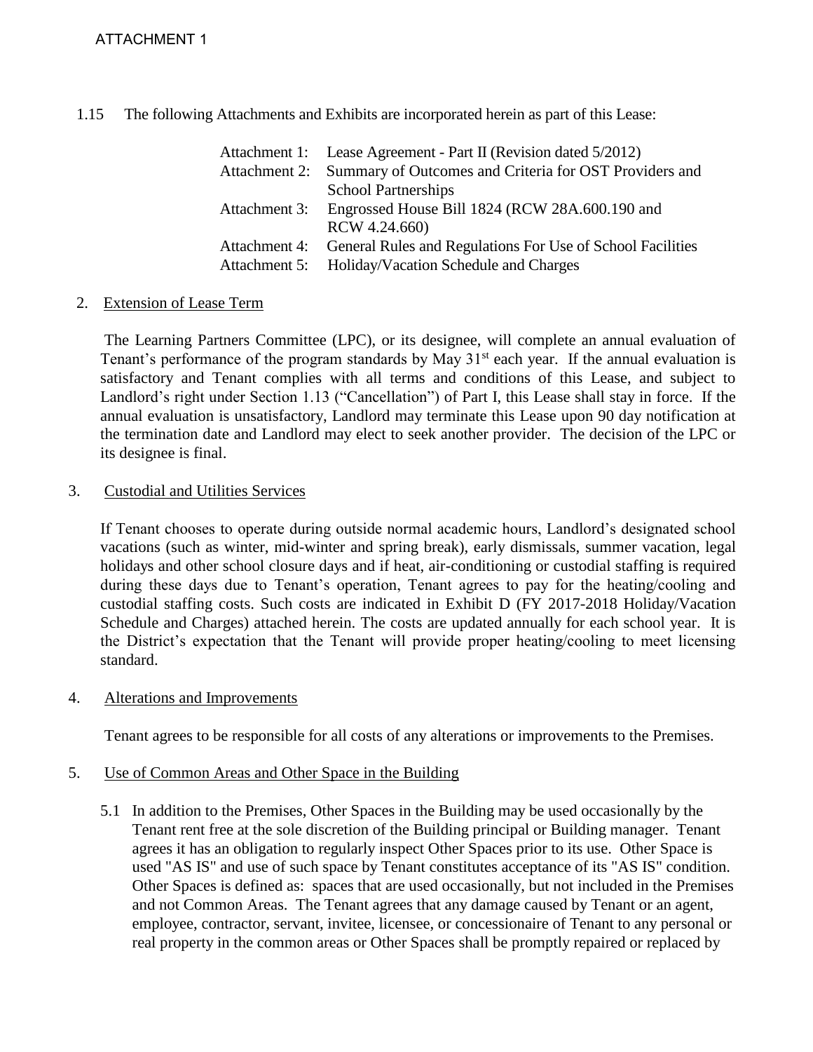ATTACHMENT 1

1.15 The following Attachments and Exhibits are incorporated herein as part of this Lease:

| | |
|---|---|
| Attachment 1: | Lease Agreement - Part II (Revision dated 5/2012) |
| Attachment 2: | Summary of Outcomes and Criteria for OST Providers and School Partnerships |
| Attachment 3: | Engrossed House Bill 1824 (RCW 28A.600.190 and RCW 4.24.660) |
| Attachment 4: | General Rules and Regulations For Use of School Facilities |
| Attachment 5: | Holiday/Vacation Schedule and Charges |

2. Extension of Lease Term

The Learning Partners Committee (LPC), or its designee, will complete an annual evaluation of Tenant's performance of the program standards by May 31st each year. If the annual evaluation is satisfactory and Tenant complies with all terms and conditions of this Lease, and subject to Landlord's right under Section 1.13 ("Cancellation") of Part I, this Lease shall stay in force. If the annual evaluation is unsatisfactory, Landlord may terminate this Lease upon 90 day notification at the termination date and Landlord may elect to seek another provider. The decision of the LPC or its designee is final.

3. Custodial and Utilities Services

If Tenant chooses to operate during outside normal academic hours, Landlord's designated school vacations (such as winter, mid-winter and spring break), early dismissals, summer vacation, legal holidays and other school closure days and if heat, air-conditioning or custodial staffing is required during these days due to Tenant's operation, Tenant agrees to pay for the heating/cooling and custodial staffing costs. Such costs are indicated in Exhibit D (FY 2017-2018 Holiday/Vacation Schedule and Charges) attached herein. The costs are updated annually for each school year. It is the District's expectation that the Tenant will provide proper heating/cooling to meet licensing standard.

4. Alterations and Improvements

Tenant agrees to be responsible for all costs of any alterations or improvements to the Premises.

5. Use of Common Areas and Other Space in the Building

5.1 In addition to the Premises, Other Spaces in the Building may be used occasionally by the Tenant rent free at the sole discretion of the Building principal or Building manager. Tenant agrees it has an obligation to regularly inspect Other Spaces prior to its use. Other Space is used "AS IS" and use of such space by Tenant constitutes acceptance of its "AS IS" condition. Other Spaces is defined as: spaces that are used occasionally, but not included in the Premises and not Common Areas. The Tenant agrees that any damage caused by Tenant or an agent, employee, contractor, servant, invitee, licensee, or concessionaire of Tenant to any personal or real property in the common areas or Other Spaces shall be promptly repaired or replaced by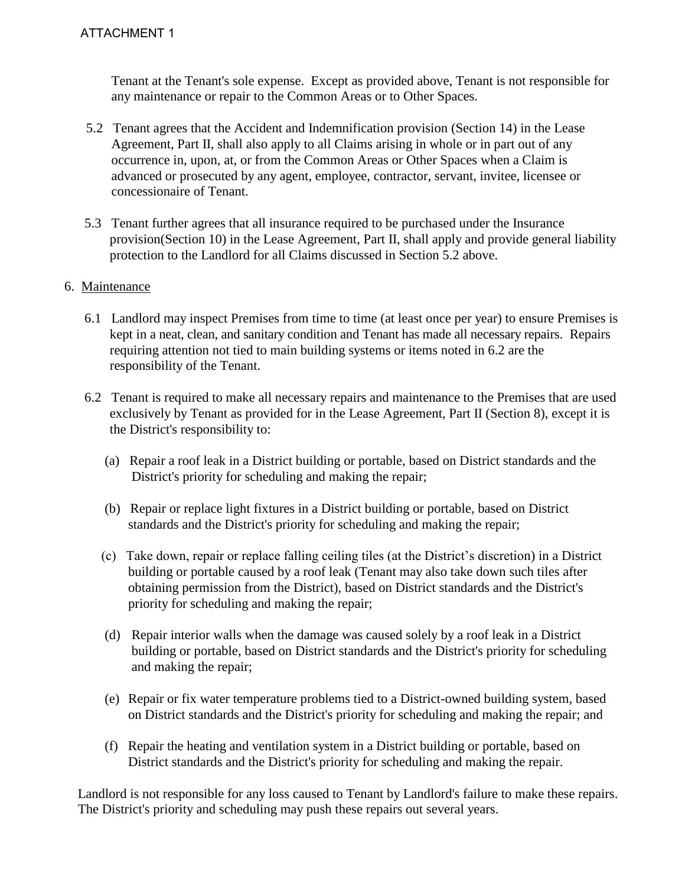Tenant at the Tenant's sole expense. Except as provided above, Tenant is not responsible for any maintenance or repair to the Common Areas or to Other Spaces.

5.2 Tenant agrees that the Accident and Indemnification provision (Section 14) in the Lease Agreement, Part II, shall also apply to all Claims arising in whole or in part out of any occurrence in, upon, at, or from the Common Areas or Other Spaces when a Claim is advanced or prosecuted by any agent, employee, contractor, servant, invitee, licensee or concessionaire of Tenant.

5.3 Tenant further agrees that all insurance required to be purchased under the Insurance provision(Section 10) in the Lease Agreement, Part II, shall apply and provide general liability protection to the Landlord for all Claims discussed in Section 5.2 above.

6. Maintenance

6.1 Landlord may inspect Premises from time to time (at least once per year) to ensure Premises is kept in a neat, clean, and sanitary condition and Tenant has made all necessary repairs. Repairs requiring attention not tied to main building systems or items noted in 6.2 are the responsibility of the Tenant.

6.2 Tenant is required to make all necessary repairs and maintenance to the Premises that are used exclusively by Tenant as provided for in the Lease Agreement, Part II (Section 8), except it is the District's responsibility to:

(a) Repair a roof leak in a District building or portable, based on District standards and the District's priority for scheduling and making the repair;

(b) Repair or replace light fixtures in a District building or portable, based on District standards and the District's priority for scheduling and making the repair;

(c) Take down, repair or replace falling ceiling tiles (at the District’s discretion) in a District building or portable caused by a roof leak (Tenant may also take down such tiles after obtaining permission from the District), based on District standards and the District's priority for scheduling and making the repair;

(d) Repair interior walls when the damage was caused solely by a roof leak in a District building or portable, based on District standards and the District's priority for scheduling and making the repair;

(e) Repair or fix water temperature problems tied to a District-owned building system, based on District standards and the District's priority for scheduling and making the repair; and

(f) Repair the heating and ventilation system in a District building or portable, based on District standards and the District's priority for scheduling and making the repair.

Landlord is not responsible for any loss caused to Tenant by Landlord's failure to make these repairs. The District's priority and scheduling may push these repairs out several years.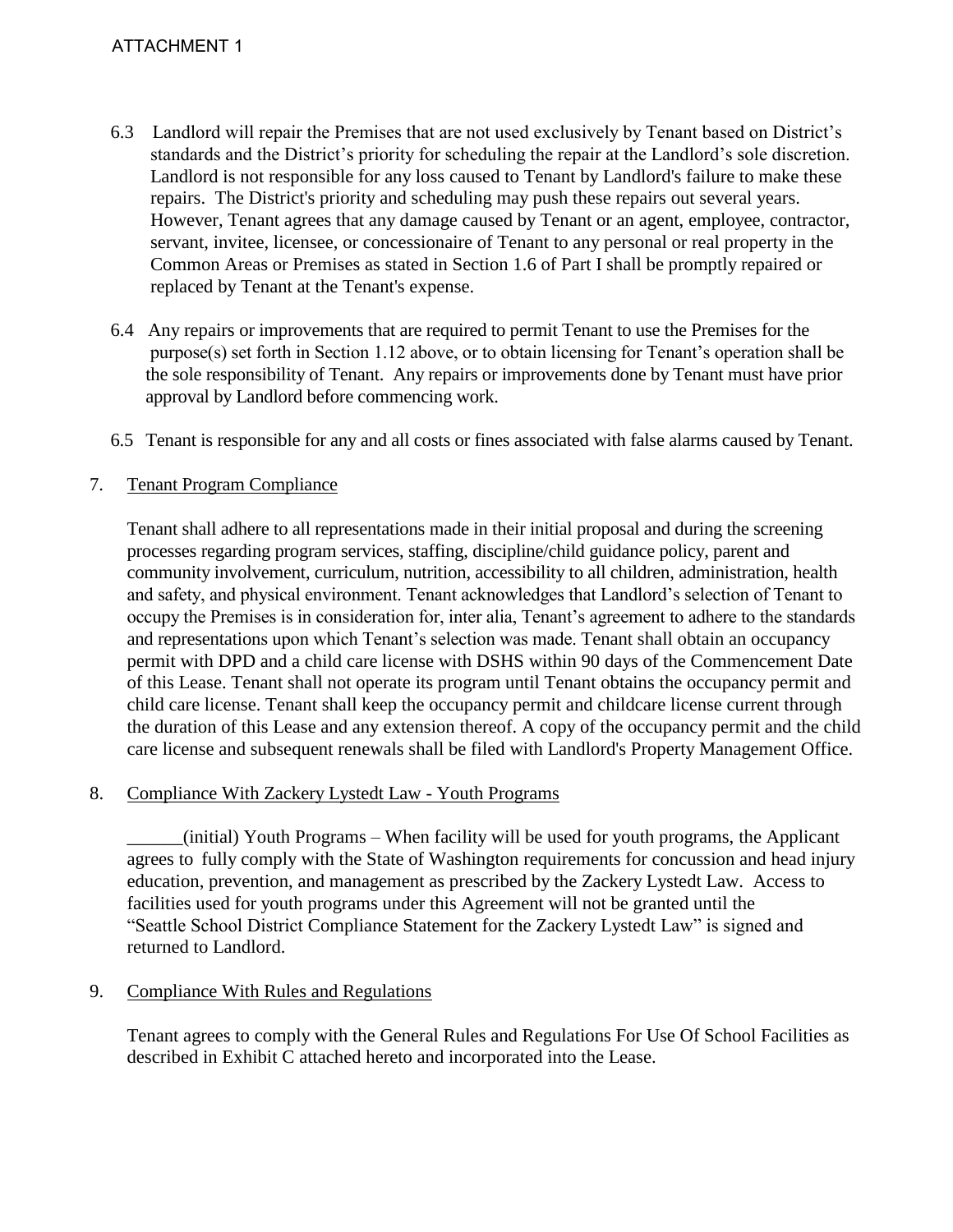ATTACHMENT 1

6.3 Landlord will repair the Premises that are not used exclusively by Tenant based on District's standards and the District's priority for scheduling the repair at the Landlord's sole discretion. Landlord is not responsible for any loss caused to Tenant by Landlord's failure to make these repairs. The District's priority and scheduling may push these repairs out several years. However, Tenant agrees that any damage caused by Tenant or an agent, employee, contractor, servant, invitee, licensee, or concessionaire of Tenant to any personal or real property in the Common Areas or Premises as stated in Section 1.6 of Part I shall be promptly repaired or replaced by Tenant at the Tenant's expense.

6.4 Any repairs or improvements that are required to permit Tenant to use the Premises for the purpose(s) set forth in Section 1.12 above, or to obtain licensing for Tenant's operation shall be the sole responsibility of Tenant. Any repairs or improvements done by Tenant must have prior approval by Landlord before commencing work.

6.5 Tenant is responsible for any and all costs or fines associated with false alarms caused by Tenant.

7. Tenant Program Compliance

Tenant shall adhere to all representations made in their initial proposal and during the screening processes regarding program services, staffing, discipline/child guidance policy, parent and community involvement, curriculum, nutrition, accessibility to all children, administration, health and safety, and physical environment. Tenant acknowledges that Landlord's selection of Tenant to occupy the Premises is in consideration for, inter alia, Tenant's agreement to adhere to the standards and representations upon which Tenant's selection was made. Tenant shall obtain an occupancy permit with DPD and a child care license with DSHS within 90 days of the Commencement Date of this Lease. Tenant shall not operate its program until Tenant obtains the occupancy permit and child care license. Tenant shall keep the occupancy permit and childcare license current through the duration of this Lease and any extension thereof. A copy of the occupancy permit and the child care license and subsequent renewals shall be filed with Landlord's Property Management Office.

8. Compliance With Zackery Lystedt Law - Youth Programs

______(initial) Youth Programs – When facility will be used for youth programs, the Applicant agrees to fully comply with the State of Washington requirements for concussion and head injury education, prevention, and management as prescribed by the Zackery Lystedt Law. Access to facilities used for youth programs under this Agreement will not be granted until the "Seattle School District Compliance Statement for the Zackery Lystedt Law" is signed and returned to Landlord.

9. Compliance With Rules and Regulations

Tenant agrees to comply with the General Rules and Regulations For Use Of School Facilities as described in Exhibit C attached hereto and incorporated into the Lease.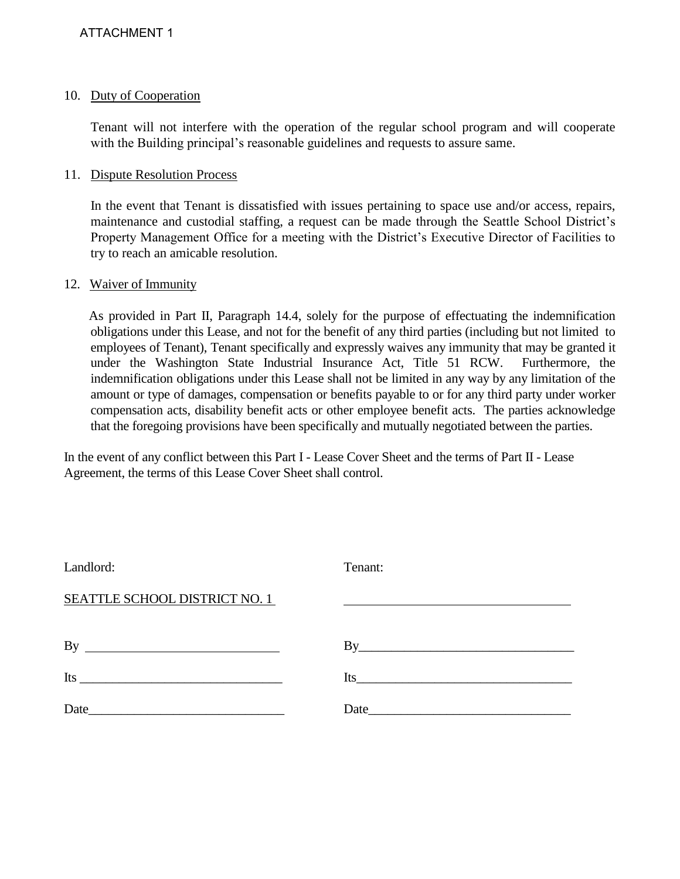ATTACHMENT 1

10. Duty of Cooperation

    Tenant will not interfere with the operation of the regular school program and will cooperate with the Building principal's reasonable guidelines and requests to assure same.

11. Dispute Resolution Process

    In the event that Tenant is dissatisfied with issues pertaining to space use and/or access, repairs, maintenance and custodial staffing, a request can be made through the Seattle School District's Property Management Office for a meeting with the District's Executive Director of Facilities to try to reach an amicable resolution.

12. Waiver of Immunity

    As provided in Part II, Paragraph 14.4, solely for the purpose of effectuating the indemnification obligations under this Lease, and not for the benefit of any third parties (including but not limited to employees of Tenant), Tenant specifically and expressly waives any immunity that may be granted it under the Washington State Industrial Insurance Act, Title 51 RCW. Furthermore, the indemnification obligations under this Lease shall not be limited in any way by any limitation of the amount or type of damages, compensation or benefits payable to or for any third party under worker compensation acts, disability benefit acts or other employee benefit acts. The parties acknowledge that the foregoing provisions have been specifically and mutually negotiated between the parties.

In the event of any conflict between this Part I - Lease Cover Sheet and the terms of Part II - Lease Agreement, the terms of this Lease Cover Sheet shall control.

| Landlord: | Tenant: |
|---|---|
| SEATTLE SCHOOL DISTRICT NO. 1 | ______________________________ |
| By ______________________________ | By ______________________________ |
| Its ______________________________ | Its ______________________________ |
| Date ______________________________ | Date ______________________________ |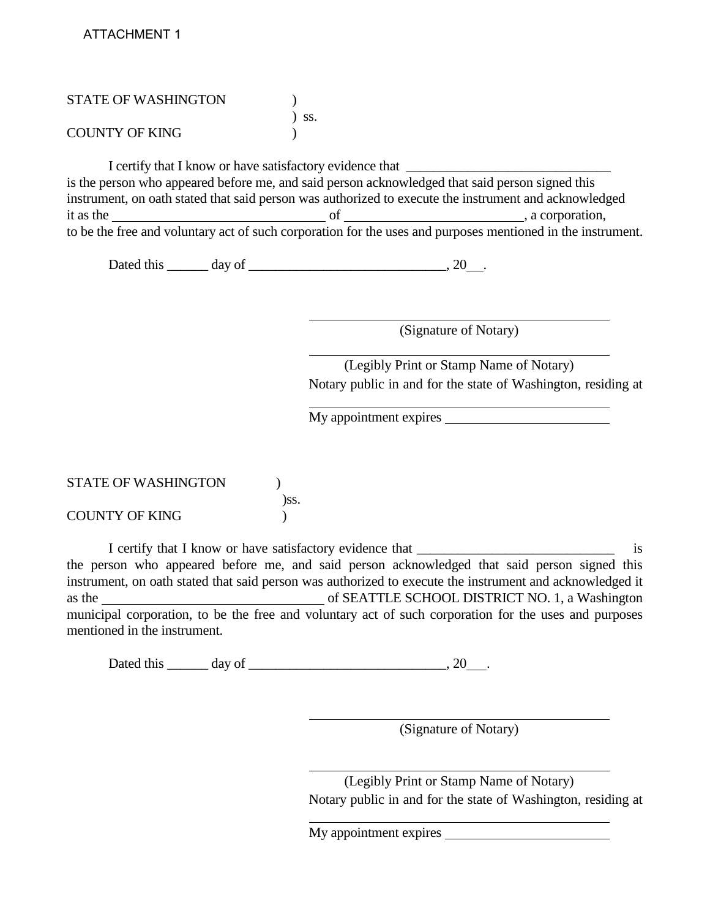ATTACHMENT 1

STATE OF WASHINGTON )
) ss.
COUNTY OF KING )

I certify that I know or have satisfactory evidence that ______________________________ is the person who appeared before me, and said person acknowledged that said person signed this instrument, on oath stated that said person was authorized to execute the instrument and acknowledged it as the _______________________________ of _________________________, a corporation, to be the free and voluntary act of such corporation for the uses and purposes mentioned in the instrument.

Dated this ______ day of _____________________________, 20___.

_____________________________________________
(Signature of Notary)

_____________________________________________
(Legibly Print or Stamp Name of Notary)
Notary public in and for the state of Washington, residing at

_____________________________________________
My appointment expires ________________________

STATE OF WASHINGTON )
)ss.
COUNTY OF KING )

I certify that I know or have satisfactory evidence that _____________________________ is the person who appeared before me, and said person acknowledged that said person signed this instrument, on oath stated that said person was authorized to execute the instrument and acknowledged it as the ________________________________ of SEATTLE SCHOOL DISTRICT NO. 1, a Washington municipal corporation, to be the free and voluntary act of such corporation for the uses and purposes mentioned in the instrument.

Dated this ______ day of _____________________________, 20___.

_____________________________________________
(Signature of Notary)

_____________________________________________
(Legibly Print or Stamp Name of Notary)
Notary public in and for the state of Washington, residing at

_____________________________________________
My appointment expires ________________________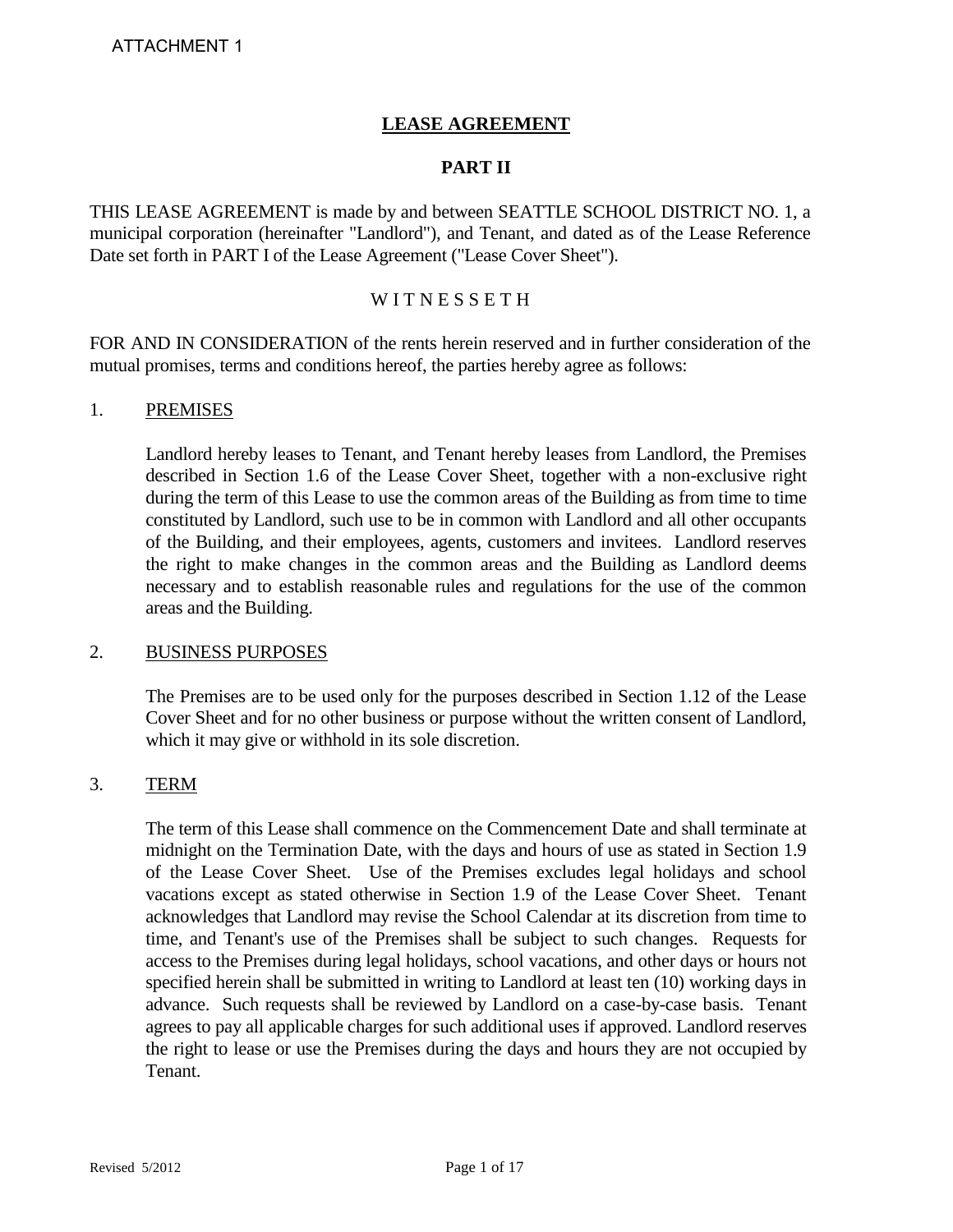ATTACHMENT 1

# LEASE AGREEMENT

## PART II

THIS LEASE AGREEMENT is made by and between SEATTLE SCHOOL DISTRICT NO. 1, a municipal corporation (hereinafter "Landlord"), and Tenant, and dated as of the Lease Reference Date set forth in PART I of the Lease Agreement ("Lease Cover Sheet").

W I T N E S S E T H

FOR AND IN CONSIDERATION of the rents herein reserved and in further consideration of the mutual promises, terms and conditions hereof, the parties hereby agree as follows:

1. PREMISES

   Landlord hereby leases to Tenant, and Tenant hereby leases from Landlord, the Premises described in Section 1.6 of the Lease Cover Sheet, together with a non-exclusive right during the term of this Lease to use the common areas of the Building as from time to time constituted by Landlord, such use to be in common with Landlord and all other occupants of the Building, and their employees, agents, customers and invitees. Landlord reserves the right to make changes in the common areas and the Building as Landlord deems necessary and to establish reasonable rules and regulations for the use of the common areas and the Building.

2. BUSINESS PURPOSES

   The Premises are to be used only for the purposes described in Section 1.12 of the Lease Cover Sheet and for no other business or purpose without the written consent of Landlord, which it may give or withhold in its sole discretion.

3. TERM

   The term of this Lease shall commence on the Commencement Date and shall terminate at midnight on the Termination Date, with the days and hours of use as stated in Section 1.9 of the Lease Cover Sheet. Use of the Premises excludes legal holidays and school vacations except as stated otherwise in Section 1.9 of the Lease Cover Sheet. Tenant acknowledges that Landlord may revise the School Calendar at its discretion from time to time, and Tenant's use of the Premises shall be subject to such changes. Requests for access to the Premises during legal holidays, school vacations, and other days or hours not specified herein shall be submitted in writing to Landlord at least ten (10) working days in advance. Such requests shall be reviewed by Landlord on a case-by-case basis. Tenant agrees to pay all applicable charges for such additional uses if approved. Landlord reserves the right to lease or use the Premises during the days and hours they are not occupied by Tenant.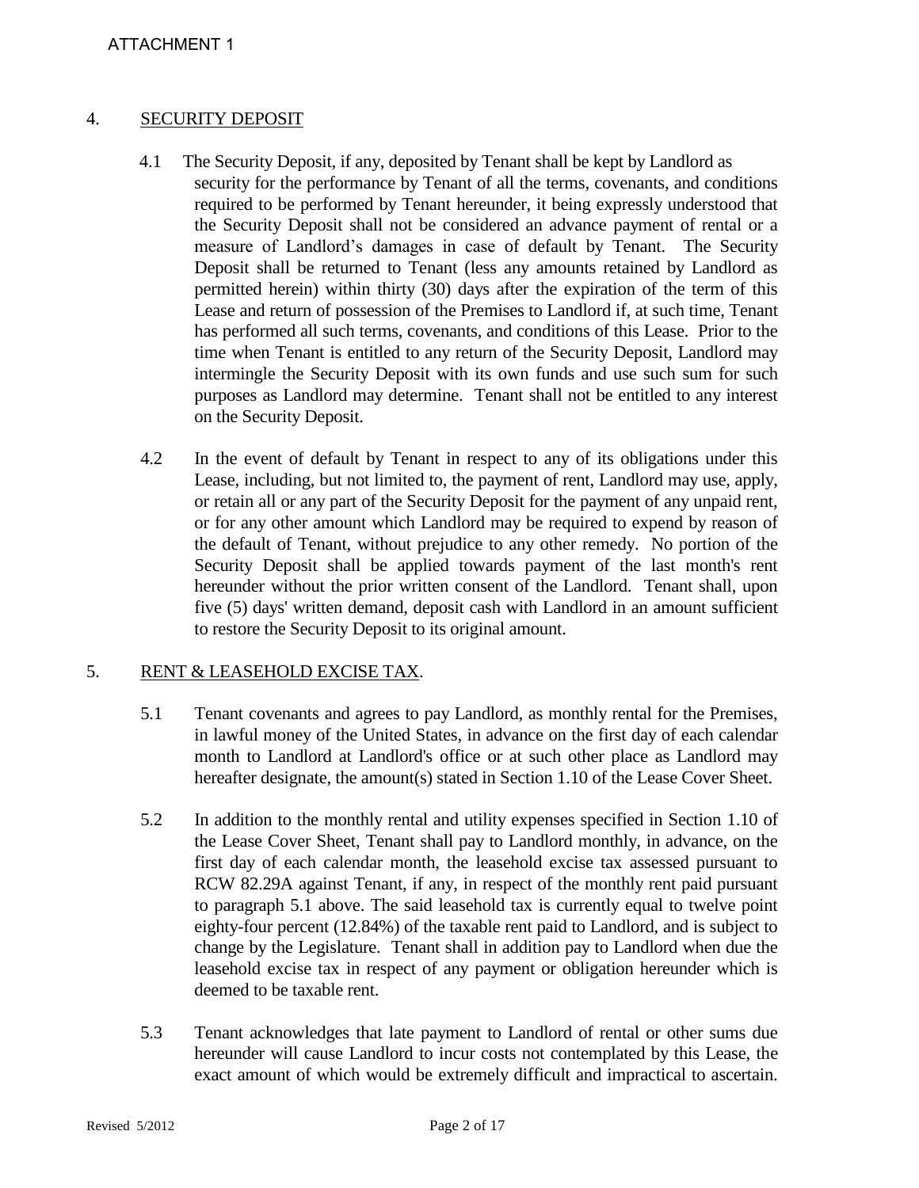ATTACHMENT 1

## 4. SECURITY DEPOSIT

4.1 The Security Deposit, if any, deposited by Tenant shall be kept by Landlord as security for the performance by Tenant of all the terms, covenants, and conditions required to be performed by Tenant hereunder, it being expressly understood that the Security Deposit shall not be considered an advance payment of rental or a measure of Landlord's damages in case of default by Tenant. The Security Deposit shall be returned to Tenant (less any amounts retained by Landlord as permitted herein) within thirty (30) days after the expiration of the term of this Lease and return of possession of the Premises to Landlord if, at such time, Tenant has performed all such terms, covenants, and conditions of this Lease. Prior to the time when Tenant is entitled to any return of the Security Deposit, Landlord may intermingle the Security Deposit with its own funds and use such sum for such purposes as Landlord may determine. Tenant shall not be entitled to any interest on the Security Deposit.

4.2 In the event of default by Tenant in respect to any of its obligations under this Lease, including, but not limited to, the payment of rent, Landlord may use, apply, or retain all or any part of the Security Deposit for the payment of any unpaid rent, or for any other amount which Landlord may be required to expend by reason of the default of Tenant, without prejudice to any other remedy. No portion of the Security Deposit shall be applied towards payment of the last month's rent hereunder without the prior written consent of the Landlord. Tenant shall, upon five (5) days' written demand, deposit cash with Landlord in an amount sufficient to restore the Security Deposit to its original amount.

## 5. RENT & LEASEHOLD EXCISE TAX.

5.1 Tenant covenants and agrees to pay Landlord, as monthly rental for the Premises, in lawful money of the United States, in advance on the first day of each calendar month to Landlord at Landlord's office or at such other place as Landlord may hereafter designate, the amount(s) stated in Section 1.10 of the Lease Cover Sheet.

5.2 In addition to the monthly rental and utility expenses specified in Section 1.10 of the Lease Cover Sheet, Tenant shall pay to Landlord monthly, in advance, on the first day of each calendar month, the leasehold excise tax assessed pursuant to RCW 82.29A against Tenant, if any, in respect of the monthly rent paid pursuant to paragraph 5.1 above. The said leasehold tax is currently equal to twelve point eighty-four percent (12.84%) of the taxable rent paid to Landlord, and is subject to change by the Legislature. Tenant shall in addition pay to Landlord when due the leasehold excise tax in respect of any payment or obligation hereunder which is deemed to be taxable rent.

5.3 Tenant acknowledges that late payment to Landlord of rental or other sums due hereunder will cause Landlord to incur costs not contemplated by this Lease, the exact amount of which would be extremely difficult and impractical to ascertain.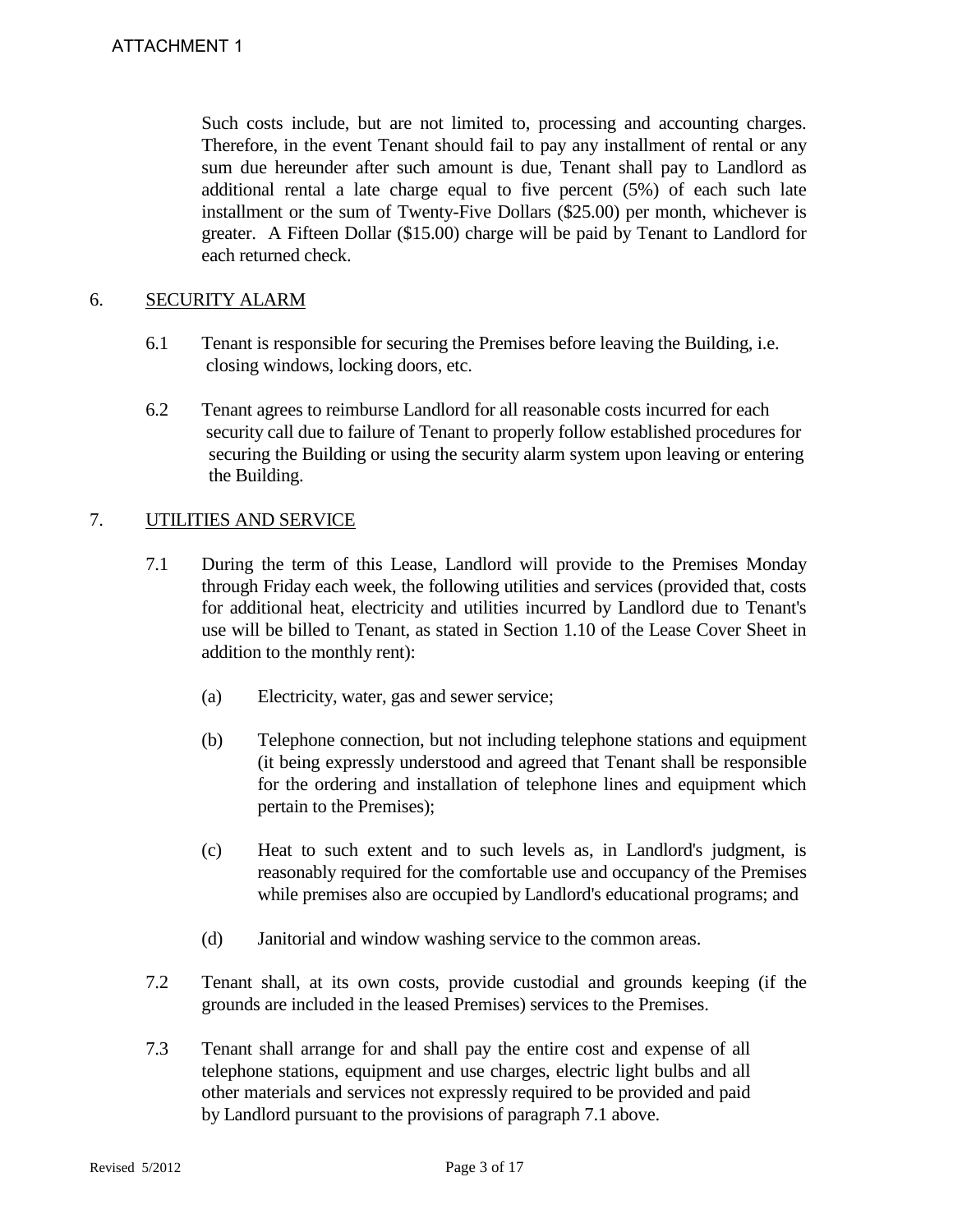ATTACHMENT 1

Such costs include, but are not limited to, processing and accounting charges. Therefore, in the event Tenant should fail to pay any installment of rental or any sum due hereunder after such amount is due, Tenant shall pay to Landlord as additional rental a late charge equal to five percent (5%) of each such late installment or the sum of Twenty-Five Dollars ($25.00) per month, whichever is greater. A Fifteen Dollar ($15.00) charge will be paid by Tenant to Landlord for each returned check.

6. SECURITY ALARM

6.1 Tenant is responsible for securing the Premises before leaving the Building, i.e. closing windows, locking doors, etc.

6.2 Tenant agrees to reimburse Landlord for all reasonable costs incurred for each security call due to failure of Tenant to properly follow established procedures for securing the Building or using the security alarm system upon leaving or entering the Building.

7. UTILITIES AND SERVICE

7.1 During the term of this Lease, Landlord will provide to the Premises Monday through Friday each week, the following utilities and services (provided that, costs for additional heat, electricity and utilities incurred by Landlord due to Tenant's use will be billed to Tenant, as stated in Section 1.10 of the Lease Cover Sheet in addition to the monthly rent):

(a) Electricity, water, gas and sewer service;

(b) Telephone connection, but not including telephone stations and equipment (it being expressly understood and agreed that Tenant shall be responsible for the ordering and installation of telephone lines and equipment which pertain to the Premises);

(c) Heat to such extent and to such levels as, in Landlord's judgment, is reasonably required for the comfortable use and occupancy of the Premises while premises also are occupied by Landlord's educational programs; and

(d) Janitorial and window washing service to the common areas.

7.2 Tenant shall, at its own costs, provide custodial and grounds keeping (if the grounds are included in the leased Premises) services to the Premises.

7.3 Tenant shall arrange for and shall pay the entire cost and expense of all telephone stations, equipment and use charges, electric light bulbs and all other materials and services not expressly required to be provided and paid by Landlord pursuant to the provisions of paragraph 7.1 above.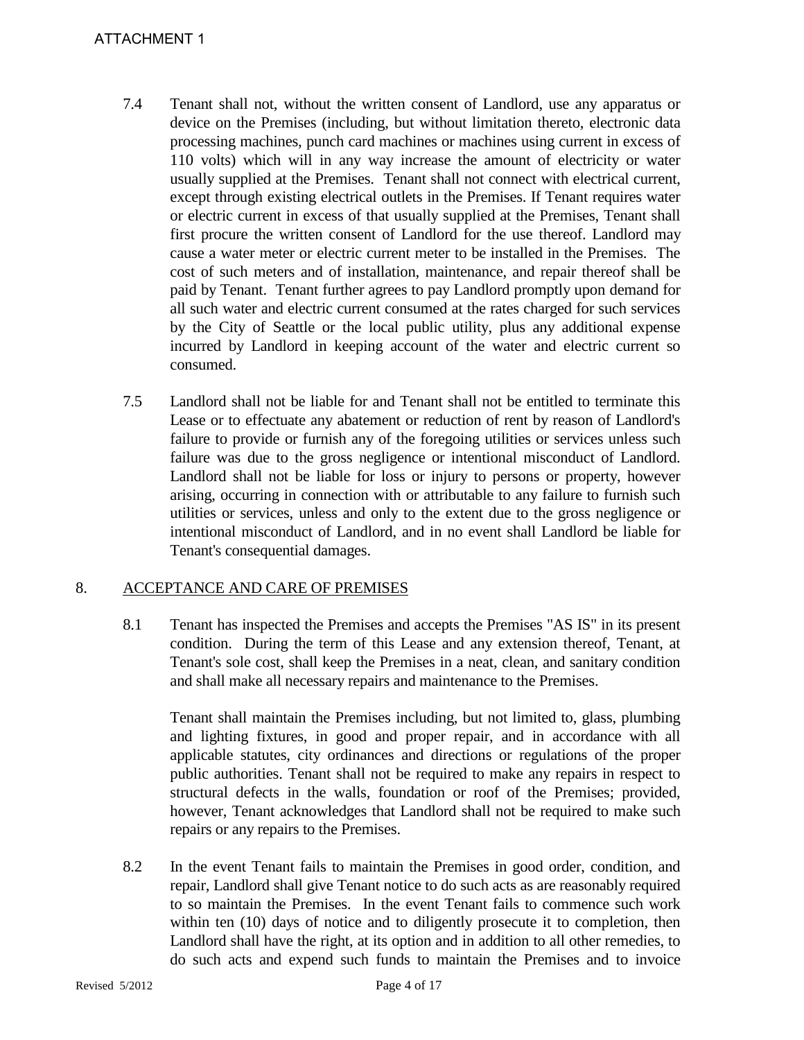7.4 Tenant shall not, without the written consent of Landlord, use any apparatus or device on the Premises (including, but without limitation thereto, electronic data processing machines, punch card machines or machines using current in excess of 110 volts) which will in any way increase the amount of electricity or water usually supplied at the Premises. Tenant shall not connect with electrical current, except through existing electrical outlets in the Premises. If Tenant requires water or electric current in excess of that usually supplied at the Premises, Tenant shall first procure the written consent of Landlord for the use thereof. Landlord may cause a water meter or electric current meter to be installed in the Premises. The cost of such meters and of installation, maintenance, and repair thereof shall be paid by Tenant. Tenant further agrees to pay Landlord promptly upon demand for all such water and electric current consumed at the rates charged for such services by the City of Seattle or the local public utility, plus any additional expense incurred by Landlord in keeping account of the water and electric current so consumed.

7.5 Landlord shall not be liable for and Tenant shall not be entitled to terminate this Lease or to effectuate any abatement or reduction of rent by reason of Landlord's failure to provide or furnish any of the foregoing utilities or services unless such failure was due to the gross negligence or intentional misconduct of Landlord. Landlord shall not be liable for loss or injury to persons or property, however arising, occurring in connection with or attributable to any failure to furnish such utilities or services, unless and only to the extent due to the gross negligence or intentional misconduct of Landlord, and in no event shall Landlord be liable for Tenant's consequential damages.

## 8. ACCEPTANCE AND CARE OF PREMISES

8.1 Tenant has inspected the Premises and accepts the Premises "AS IS" in its present condition. During the term of this Lease and any extension thereof, Tenant, at Tenant's sole cost, shall keep the Premises in a neat, clean, and sanitary condition and shall make all necessary repairs and maintenance to the Premises.

Tenant shall maintain the Premises including, but not limited to, glass, plumbing and lighting fixtures, in good and proper repair, and in accordance with all applicable statutes, city ordinances and directions or regulations of the proper public authorities. Tenant shall not be required to make any repairs in respect to structural defects in the walls, foundation or roof of the Premises; provided, however, Tenant acknowledges that Landlord shall not be required to make such repairs or any repairs to the Premises.

8.2 In the event Tenant fails to maintain the Premises in good order, condition, and repair, Landlord shall give Tenant notice to do such acts as are reasonably required to so maintain the Premises. In the event Tenant fails to commence such work within ten (10) days of notice and to diligently prosecute it to completion, then Landlord shall have the right, at its option and in addition to all other remedies, to do such acts and expend such funds to maintain the Premises and to invoice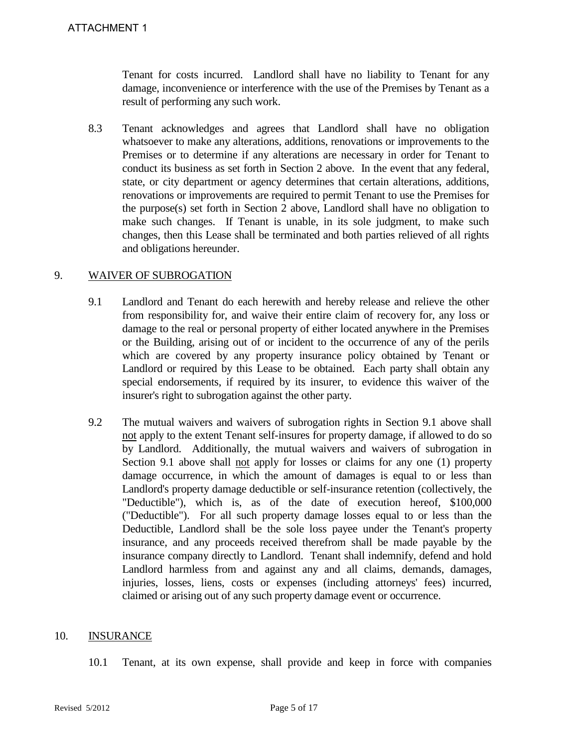Tenant for costs incurred. Landlord shall have no liability to Tenant for any damage, inconvenience or interference with the use of the Premises by Tenant as a result of performing any such work.

8.3 Tenant acknowledges and agrees that Landlord shall have no obligation whatsoever to make any alterations, additions, renovations or improvements to the Premises or to determine if any alterations are necessary in order for Tenant to conduct its business as set forth in Section 2 above. In the event that any federal, state, or city department or agency determines that certain alterations, additions, renovations or improvements are required to permit Tenant to use the Premises for the purpose(s) set forth in Section 2 above, Landlord shall have no obligation to make such changes. If Tenant is unable, in its sole judgment, to make such changes, then this Lease shall be terminated and both parties relieved of all rights and obligations hereunder.

## 9. <u>WAIVER OF SUBROGATION</u>

9.1 Landlord and Tenant do each herewith and hereby release and relieve the other from responsibility for, and waive their entire claim of recovery for, any loss or damage to the real or personal property of either located anywhere in the Premises or the Building, arising out of or incident to the occurrence of any of the perils which are covered by any property insurance policy obtained by Tenant or Landlord or required by this Lease to be obtained. Each party shall obtain any special endorsements, if required by its insurer, to evidence this waiver of the insurer's right to subrogation against the other party.

9.2 The mutual waivers and waivers of subrogation rights in Section 9.1 above shall <u>not</u> apply to the extent Tenant self-insures for property damage, if allowed to do so by Landlord. Additionally, the mutual waivers and waivers of subrogation in Section 9.1 above shall <u>not</u> apply for losses or claims for any one (1) property damage occurrence, in which the amount of damages is equal to or less than Landlord's property damage deductible or self-insurance retention (collectively, the "Deductible"), which is, as of the date of execution hereof, \$100,000 ("Deductible"). For all such property damage losses equal to or less than the Deductible, Landlord shall be the sole loss payee under the Tenant's property insurance, and any proceeds received therefrom shall be made payable by the insurance company directly to Landlord. Tenant shall indemnify, defend and hold Landlord harmless from and against any and all claims, demands, damages, injuries, losses, liens, costs or expenses (including attorneys' fees) incurred, claimed or arising out of any such property damage event or occurrence.

## 10. <u>INSURANCE</u>

10.1 Tenant, at its own expense, shall provide and keep in force with companies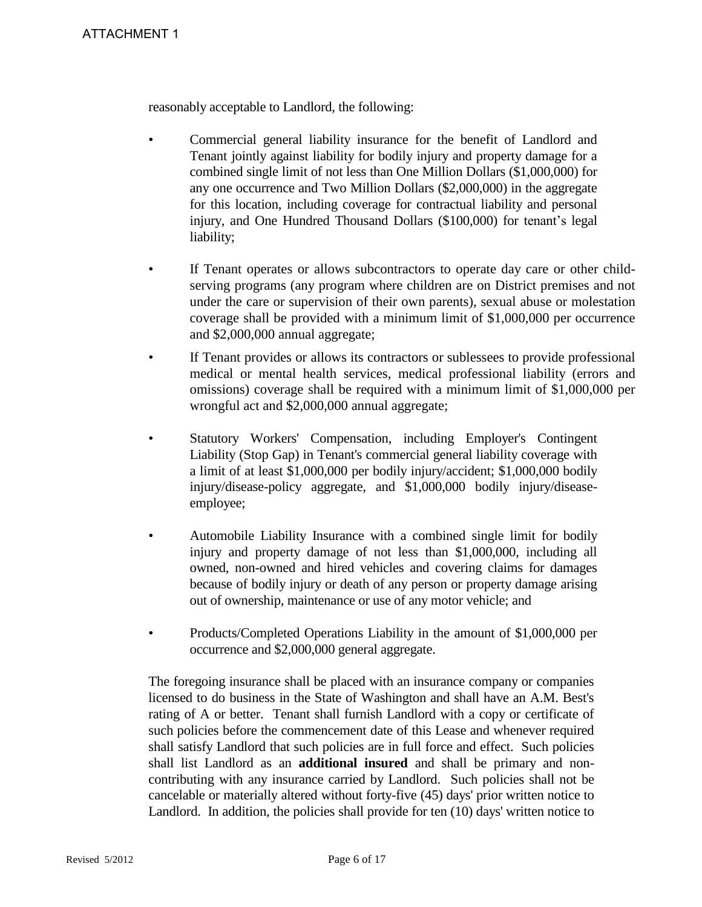reasonably acceptable to Landlord, the following:

- Commercial general liability insurance for the benefit of Landlord and Tenant jointly against liability for bodily injury and property damage for a combined single limit of not less than One Million Dollars ($1,000,000) for any one occurrence and Two Million Dollars ($2,000,000) in the aggregate for this location, including coverage for contractual liability and personal injury, and One Hundred Thousand Dollars ($100,000) for tenant's legal liability;

- If Tenant operates or allows subcontractors to operate day care or other child-serving programs (any program where children are on District premises and not under the care or supervision of their own parents), sexual abuse or molestation coverage shall be provided with a minimum limit of $1,000,000 per occurrence and $2,000,000 annual aggregate;

- If Tenant provides or allows its contractors or sublessees to provide professional medical or mental health services, medical professional liability (errors and omissions) coverage shall be required with a minimum limit of $1,000,000 per wrongful act and $2,000,000 annual aggregate;

- Statutory Workers' Compensation, including Employer's Contingent Liability (Stop Gap) in Tenant's commercial general liability coverage with a limit of at least $1,000,000 per bodily injury/accident; $1,000,000 bodily injury/disease-policy aggregate, and $1,000,000 bodily injury/disease-employee;

- Automobile Liability Insurance with a combined single limit for bodily injury and property damage of not less than $1,000,000, including all owned, non-owned and hired vehicles and covering claims for damages because of bodily injury or death of any person or property damage arising out of ownership, maintenance or use of any motor vehicle; and

- Products/Completed Operations Liability in the amount of $1,000,000 per occurrence and $2,000,000 general aggregate.

The foregoing insurance shall be placed with an insurance company or companies licensed to do business in the State of Washington and shall have an A.M. Best's rating of A or better. Tenant shall furnish Landlord with a copy or certificate of such policies before the commencement date of this Lease and whenever required shall satisfy Landlord that such policies are in full force and effect. Such policies shall list Landlord as an **additional insured** and shall be primary and non-contributing with any insurance carried by Landlord. Such policies shall not be cancelable or materially altered without forty-five (45) days' prior written notice to Landlord. In addition, the policies shall provide for ten (10) days' written notice to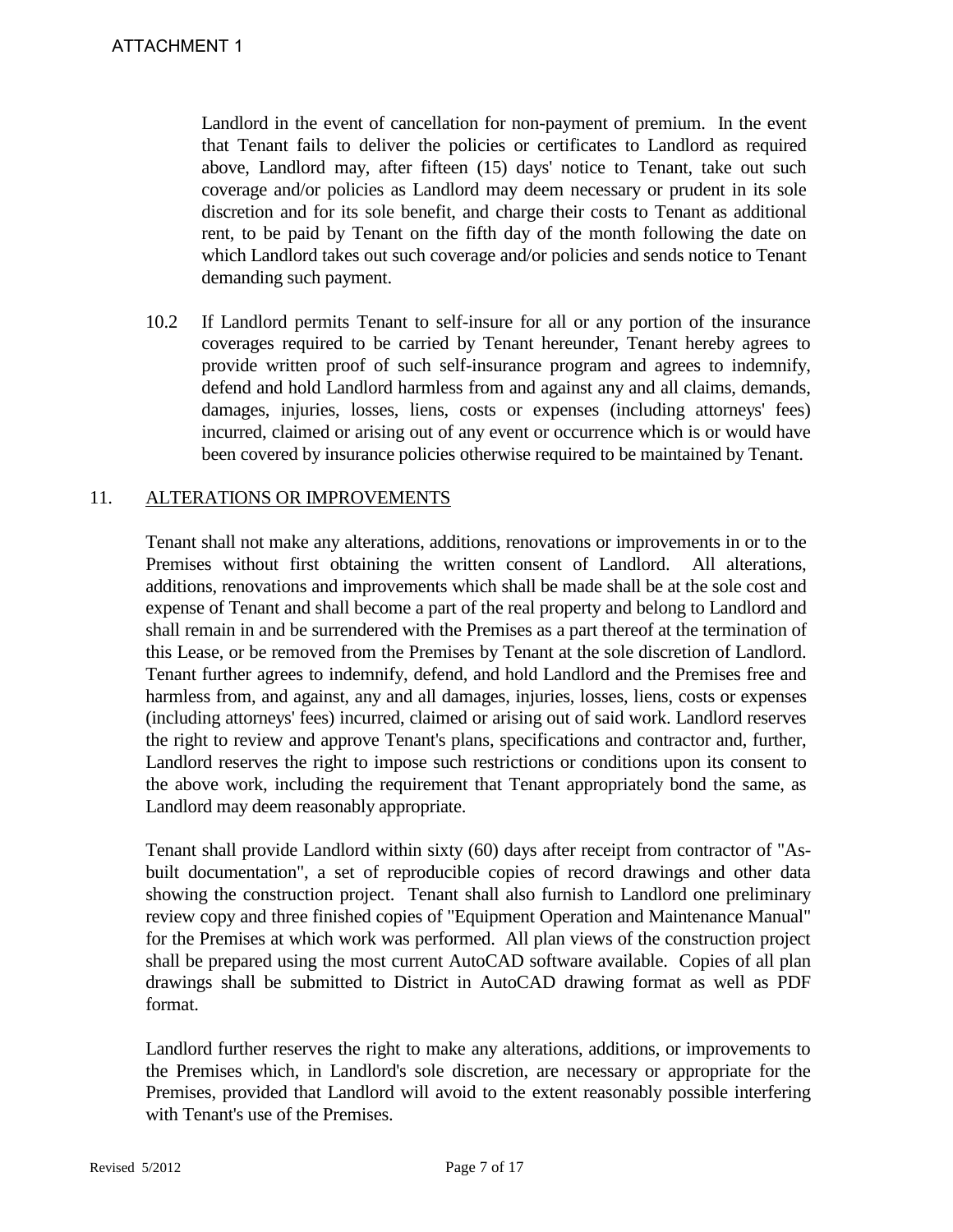Landlord in the event of cancellation for non-payment of premium. In the event that Tenant fails to deliver the policies or certificates to Landlord as required above, Landlord may, after fifteen (15) days' notice to Tenant, take out such coverage and/or policies as Landlord may deem necessary or prudent in its sole discretion and for its sole benefit, and charge their costs to Tenant as additional rent, to be paid by Tenant on the fifth day of the month following the date on which Landlord takes out such coverage and/or policies and sends notice to Tenant demanding such payment.

10.2 If Landlord permits Tenant to self-insure for all or any portion of the insurance coverages required to be carried by Tenant hereunder, Tenant hereby agrees to provide written proof of such self-insurance program and agrees to indemnify, defend and hold Landlord harmless from and against any and all claims, demands, damages, injuries, losses, liens, costs or expenses (including attorneys' fees) incurred, claimed or arising out of any event or occurrence which is or would have been covered by insurance policies otherwise required to be maintained by Tenant.

## 11. ALTERATIONS OR IMPROVEMENTS

Tenant shall not make any alterations, additions, renovations or improvements in or to the Premises without first obtaining the written consent of Landlord. All alterations, additions, renovations and improvements which shall be made shall be at the sole cost and expense of Tenant and shall become a part of the real property and belong to Landlord and shall remain in and be surrendered with the Premises as a part thereof at the termination of this Lease, or be removed from the Premises by Tenant at the sole discretion of Landlord. Tenant further agrees to indemnify, defend, and hold Landlord and the Premises free and harmless from, and against, any and all damages, injuries, losses, liens, costs or expenses (including attorneys' fees) incurred, claimed or arising out of said work. Landlord reserves the right to review and approve Tenant's plans, specifications and contractor and, further, Landlord reserves the right to impose such restrictions or conditions upon its consent to the above work, including the requirement that Tenant appropriately bond the same, as Landlord may deem reasonably appropriate.

Tenant shall provide Landlord within sixty (60) days after receipt from contractor of "As-built documentation", a set of reproducible copies of record drawings and other data showing the construction project. Tenant shall also furnish to Landlord one preliminary review copy and three finished copies of "Equipment Operation and Maintenance Manual" for the Premises at which work was performed. All plan views of the construction project shall be prepared using the most current AutoCAD software available. Copies of all plan drawings shall be submitted to District in AutoCAD drawing format as well as PDF format.

Landlord further reserves the right to make any alterations, additions, or improvements to the Premises which, in Landlord's sole discretion, are necessary or appropriate for the Premises, provided that Landlord will avoid to the extent reasonably possible interfering with Tenant's use of the Premises.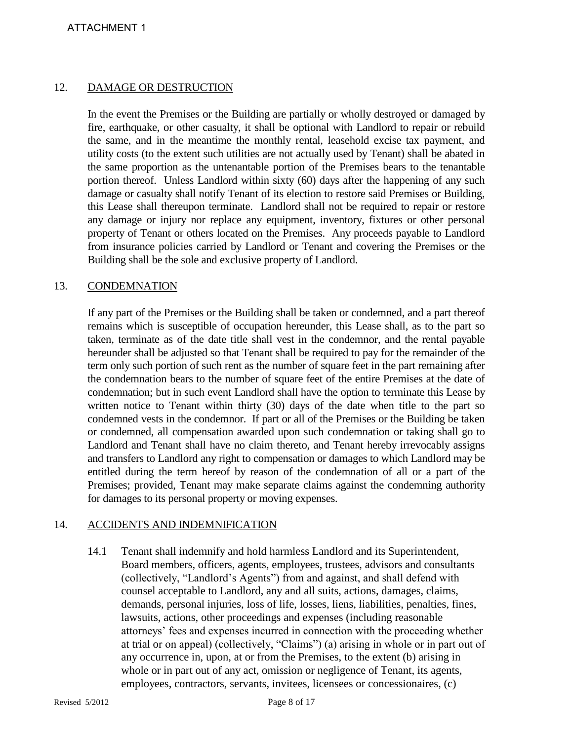ATTACHMENT 1

## 12. DAMAGE OR DESTRUCTION

In the event the Premises or the Building are partially or wholly destroyed or damaged by fire, earthquake, or other casualty, it shall be optional with Landlord to repair or rebuild the same, and in the meantime the monthly rental, leasehold excise tax payment, and utility costs (to the extent such utilities are not actually used by Tenant) shall be abated in the same proportion as the untenantable portion of the Premises bears to the tenantable portion thereof. Unless Landlord within sixty (60) days after the happening of any such damage or casualty shall notify Tenant of its election to restore said Premises or Building, this Lease shall thereupon terminate. Landlord shall not be required to repair or restore any damage or injury nor replace any equipment, inventory, fixtures or other personal property of Tenant or others located on the Premises. Any proceeds payable to Landlord from insurance policies carried by Landlord or Tenant and covering the Premises or the Building shall be the sole and exclusive property of Landlord.

## 13. CONDEMNATION

If any part of the Premises or the Building shall be taken or condemned, and a part thereof remains which is susceptible of occupation hereunder, this Lease shall, as to the part so taken, terminate as of the date title shall vest in the condemnor, and the rental payable hereunder shall be adjusted so that Tenant shall be required to pay for the remainder of the term only such portion of such rent as the number of square feet in the part remaining after the condemnation bears to the number of square feet of the entire Premises at the date of condemnation; but in such event Landlord shall have the option to terminate this Lease by written notice to Tenant within thirty (30) days of the date when title to the part so condemned vests in the condemnor. If part or all of the Premises or the Building be taken or condemned, all compensation awarded upon such condemnation or taking shall go to Landlord and Tenant shall have no claim thereto, and Tenant hereby irrevocably assigns and transfers to Landlord any right to compensation or damages to which Landlord may be entitled during the term hereof by reason of the condemnation of all or a part of the Premises; provided, Tenant may make separate claims against the condemning authority for damages to its personal property or moving expenses.

## 14. ACCIDENTS AND INDEMNIFICATION

14.1 Tenant shall indemnify and hold harmless Landlord and its Superintendent, Board members, officers, agents, employees, trustees, advisors and consultants (collectively, "Landlord's Agents") from and against, and shall defend with counsel acceptable to Landlord, any and all suits, actions, damages, claims, demands, personal injuries, loss of life, losses, liens, liabilities, penalties, fines, lawsuits, actions, other proceedings and expenses (including reasonable attorneys' fees and expenses incurred in connection with the proceeding whether at trial or on appeal) (collectively, "Claims") (a) arising in whole or in part out of any occurrence in, upon, at or from the Premises, to the extent (b) arising in whole or in part out of any act, omission or negligence of Tenant, its agents, employees, contractors, servants, invitees, licensees or concessionaires, (c)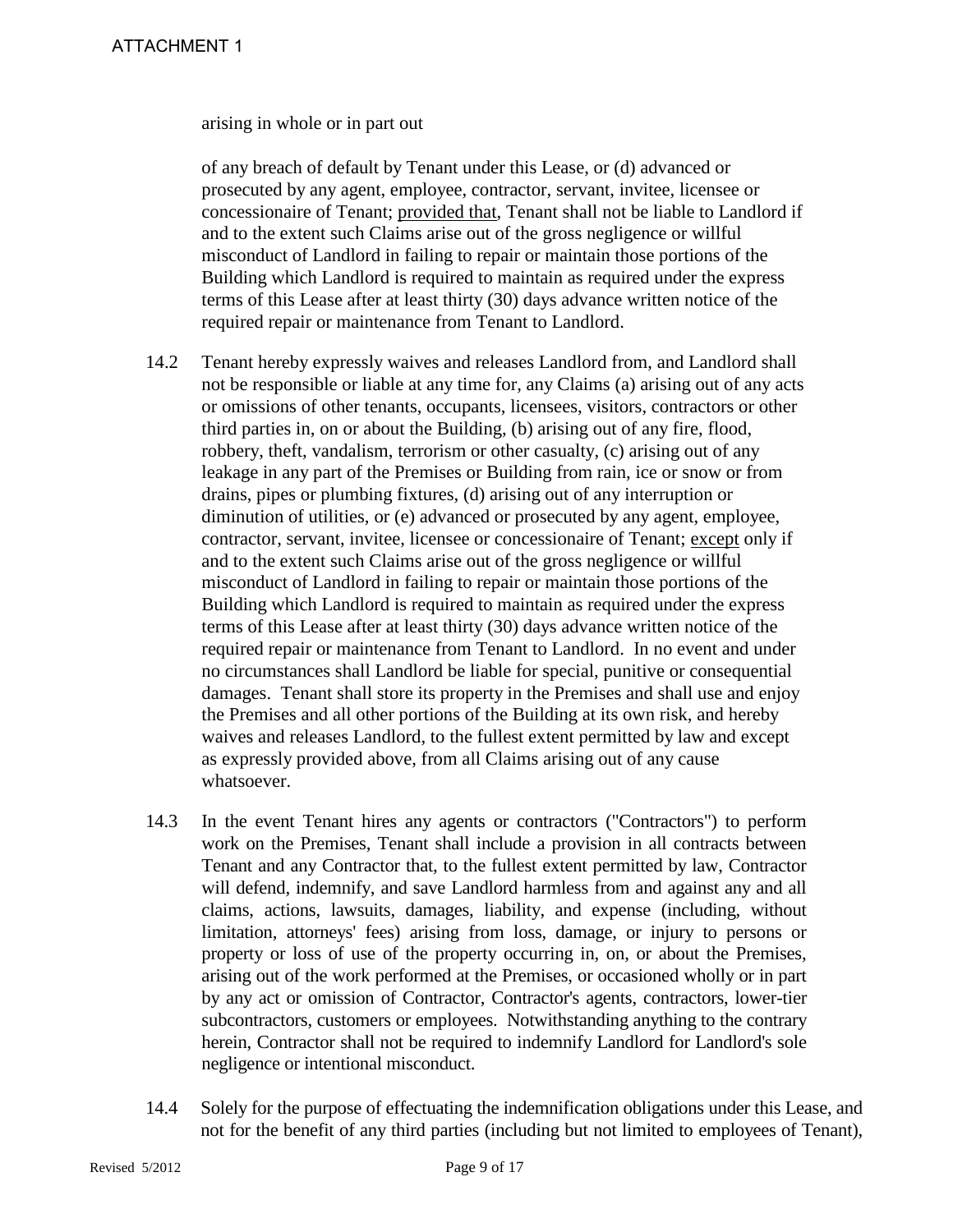arising in whole or in part out

of any breach of default by Tenant under this Lease, or (d) advanced or prosecuted by any agent, employee, contractor, servant, invitee, licensee or concessionaire of Tenant; provided that, Tenant shall not be liable to Landlord if and to the extent such Claims arise out of the gross negligence or willful misconduct of Landlord in failing to repair or maintain those portions of the Building which Landlord is required to maintain as required under the express terms of this Lease after at least thirty (30) days advance written notice of the required repair or maintenance from Tenant to Landlord.

14.2 Tenant hereby expressly waives and releases Landlord from, and Landlord shall not be responsible or liable at any time for, any Claims (a) arising out of any acts or omissions of other tenants, occupants, licensees, visitors, contractors or other third parties in, on or about the Building, (b) arising out of any fire, flood, robbery, theft, vandalism, terrorism or other casualty, (c) arising out of any leakage in any part of the Premises or Building from rain, ice or snow or from drains, pipes or plumbing fixtures, (d) arising out of any interruption or diminution of utilities, or (e) advanced or prosecuted by any agent, employee, contractor, servant, invitee, licensee or concessionaire of Tenant; except only if and to the extent such Claims arise out of the gross negligence or willful misconduct of Landlord in failing to repair or maintain those portions of the Building which Landlord is required to maintain as required under the express terms of this Lease after at least thirty (30) days advance written notice of the required repair or maintenance from Tenant to Landlord. In no event and under no circumstances shall Landlord be liable for special, punitive or consequential damages. Tenant shall store its property in the Premises and shall use and enjoy the Premises and all other portions of the Building at its own risk, and hereby waives and releases Landlord, to the fullest extent permitted by law and except as expressly provided above, from all Claims arising out of any cause whatsoever.

14.3 In the event Tenant hires any agents or contractors ("Contractors") to perform work on the Premises, Tenant shall include a provision in all contracts between Tenant and any Contractor that, to the fullest extent permitted by law, Contractor will defend, indemnify, and save Landlord harmless from and against any and all claims, actions, lawsuits, damages, liability, and expense (including, without limitation, attorneys' fees) arising from loss, damage, or injury to persons or property or loss of use of the property occurring in, on, or about the Premises, arising out of the work performed at the Premises, or occasioned wholly or in part by any act or omission of Contractor, Contractor's agents, contractors, lower-tier subcontractors, customers or employees. Notwithstanding anything to the contrary herein, Contractor shall not be required to indemnify Landlord for Landlord's sole negligence or intentional misconduct.

14.4 Solely for the purpose of effectuating the indemnification obligations under this Lease, and not for the benefit of any third parties (including but not limited to employees of Tenant),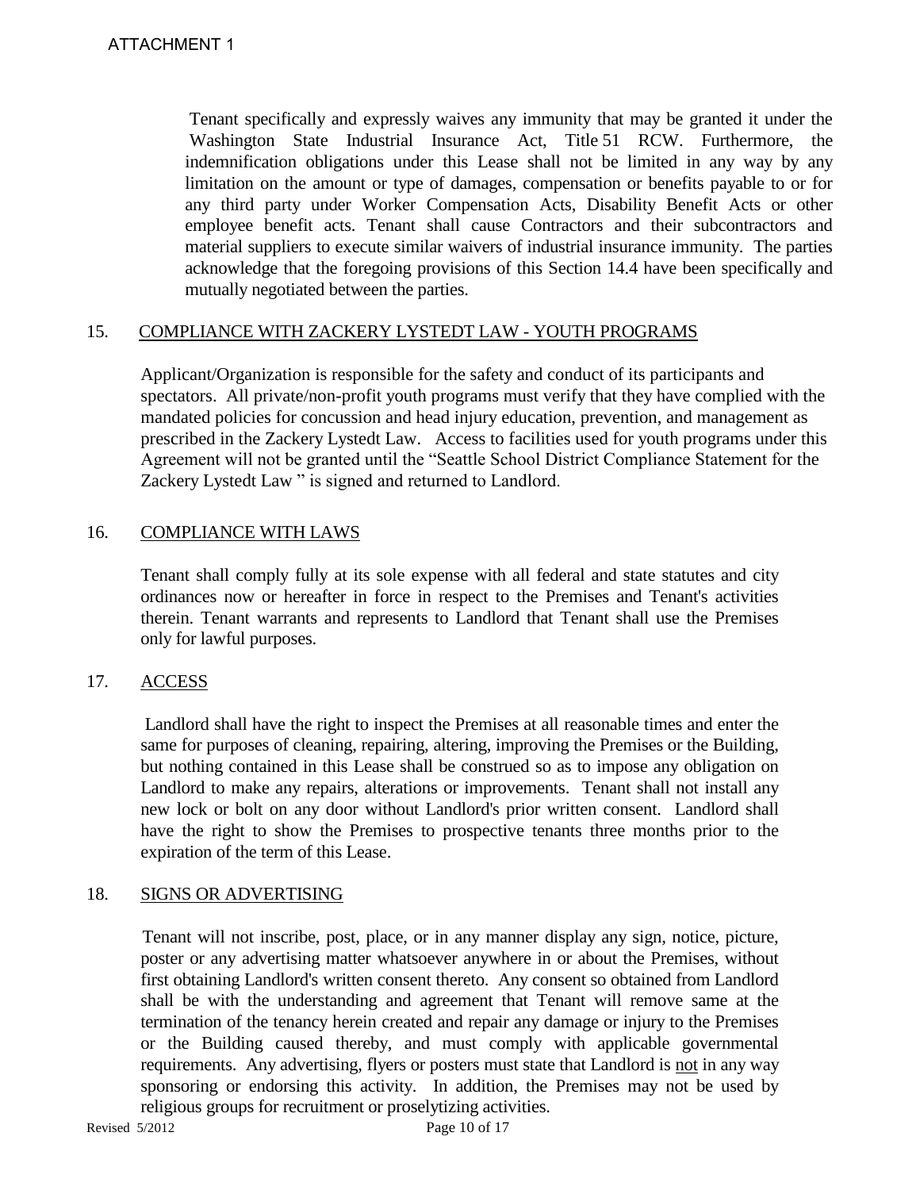ATTACHMENT 1

Tenant specifically and expressly waives any immunity that may be granted it under the Washington State Industrial Insurance Act, Title 51 RCW. Furthermore, the indemnification obligations under this Lease shall not be limited in any way by any limitation on the amount or type of damages, compensation or benefits payable to or for any third party under Worker Compensation Acts, Disability Benefit Acts or other employee benefit acts. Tenant shall cause Contractors and their subcontractors and material suppliers to execute similar waivers of industrial insurance immunity. The parties acknowledge that the foregoing provisions of this Section 14.4 have been specifically and mutually negotiated between the parties.

## 15. COMPLIANCE WITH ZACKERY LYSTEDT LAW - YOUTH PROGRAMS

Applicant/Organization is responsible for the safety and conduct of its participants and spectators. All private/non-profit youth programs must verify that they have complied with the mandated policies for concussion and head injury education, prevention, and management as prescribed in the Zackery Lystedt Law. Access to facilities used for youth programs under this Agreement will not be granted until the "Seattle School District Compliance Statement for the Zackery Lystedt Law " is signed and returned to Landlord.

## 16. COMPLIANCE WITH LAWS

Tenant shall comply fully at its sole expense with all federal and state statutes and city ordinances now or hereafter in force in respect to the Premises and Tenant's activities therein. Tenant warrants and represents to Landlord that Tenant shall use the Premises only for lawful purposes.

## 17. ACCESS

Landlord shall have the right to inspect the Premises at all reasonable times and enter the same for purposes of cleaning, repairing, altering, improving the Premises or the Building, but nothing contained in this Lease shall be construed so as to impose any obligation on Landlord to make any repairs, alterations or improvements. Tenant shall not install any new lock or bolt on any door without Landlord's prior written consent. Landlord shall have the right to show the Premises to prospective tenants three months prior to the expiration of the term of this Lease.

## 18. SIGNS OR ADVERTISING

Tenant will not inscribe, post, place, or in any manner display any sign, notice, picture, poster or any advertising matter whatsoever anywhere in or about the Premises, without first obtaining Landlord's written consent thereto. Any consent so obtained from Landlord shall be with the understanding and agreement that Tenant will remove same at the termination of the tenancy herein created and repair any damage or injury to the Premises or the Building caused thereby, and must comply with applicable governmental requirements. Any advertising, flyers or posters must state that Landlord is not in any way sponsoring or endorsing this activity. In addition, the Premises may not be used by religious groups for recruitment or proselytizing activities.

Revised 5/2012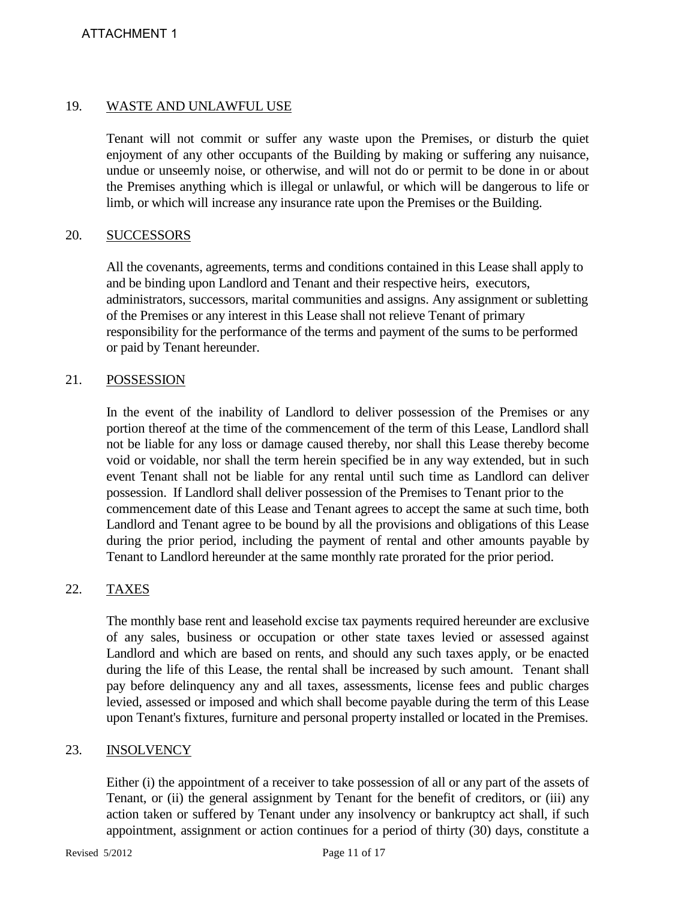ATTACHMENT 1

19. WASTE AND UNLAWFUL USE

Tenant will not commit or suffer any waste upon the Premises, or disturb the quiet enjoyment of any other occupants of the Building by making or suffering any nuisance, undue or unseemly noise, or otherwise, and will not do or permit to be done in or about the Premises anything which is illegal or unlawful, or which will be dangerous to life or limb, or which will increase any insurance rate upon the Premises or the Building.

20. SUCCESSORS

All the covenants, agreements, terms and conditions contained in this Lease shall apply to and be binding upon Landlord and Tenant and their respective heirs, executors, administrators, successors, marital communities and assigns. Any assignment or subletting of the Premises or any interest in this Lease shall not relieve Tenant of primary responsibility for the performance of the terms and payment of the sums to be performed or paid by Tenant hereunder.

21. POSSESSION

In the event of the inability of Landlord to deliver possession of the Premises or any portion thereof at the time of the commencement of the term of this Lease, Landlord shall not be liable for any loss or damage caused thereby, nor shall this Lease thereby become void or voidable, nor shall the term herein specified be in any way extended, but in such event Tenant shall not be liable for any rental until such time as Landlord can deliver possession. If Landlord shall deliver possession of the Premises to Tenant prior to the commencement date of this Lease and Tenant agrees to accept the same at such time, both Landlord and Tenant agree to be bound by all the provisions and obligations of this Lease during the prior period, including the payment of rental and other amounts payable by Tenant to Landlord hereunder at the same monthly rate prorated for the prior period.

22. TAXES

The monthly base rent and leasehold excise tax payments required hereunder are exclusive of any sales, business or occupation or other state taxes levied or assessed against Landlord and which are based on rents, and should any such taxes apply, or be enacted during the life of this Lease, the rental shall be increased by such amount. Tenant shall pay before delinquency any and all taxes, assessments, license fees and public charges levied, assessed or imposed and which shall become payable during the term of this Lease upon Tenant's fixtures, furniture and personal property installed or located in the Premises.

23. INSOLVENCY

Either (i) the appointment of a receiver to take possession of all or any part of the assets of Tenant, or (ii) the general assignment by Tenant for the benefit of creditors, or (iii) any action taken or suffered by Tenant under any insolvency or bankruptcy act shall, if such appointment, assignment or action continues for a period of thirty (30) days, constitute a

Revised 5/2012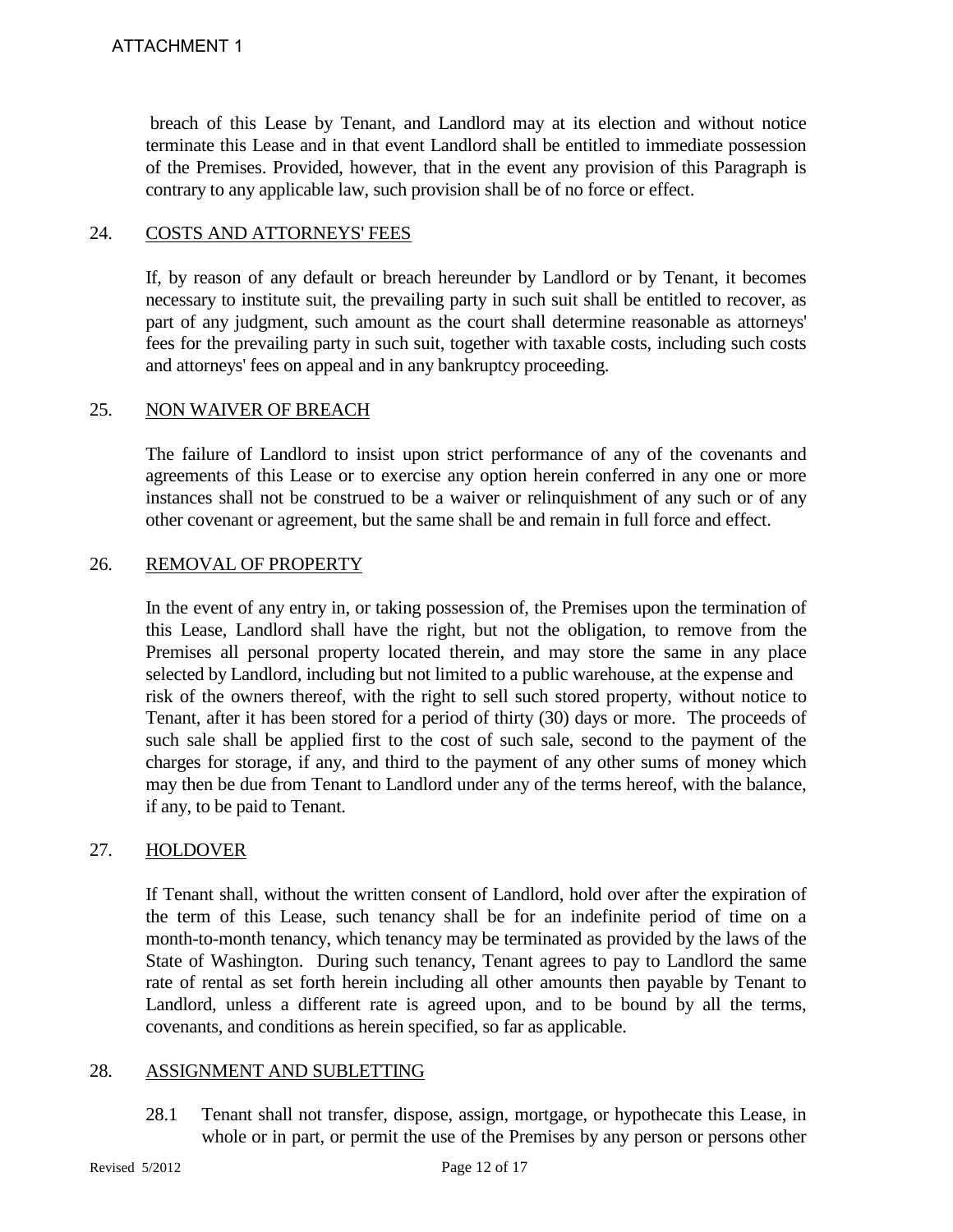breach of this Lease by Tenant, and Landlord may at its election and without notice terminate this Lease and in that event Landlord shall be entitled to immediate possession of the Premises. Provided, however, that in the event any provision of this Paragraph is contrary to any applicable law, such provision shall be of no force or effect.

## 24. COSTS AND ATTORNEYS' FEES

If, by reason of any default or breach hereunder by Landlord or by Tenant, it becomes necessary to institute suit, the prevailing party in such suit shall be entitled to recover, as part of any judgment, such amount as the court shall determine reasonable as attorneys' fees for the prevailing party in such suit, together with taxable costs, including such costs and attorneys' fees on appeal and in any bankruptcy proceeding.

## 25. NON WAIVER OF BREACH

The failure of Landlord to insist upon strict performance of any of the covenants and agreements of this Lease or to exercise any option herein conferred in any one or more instances shall not be construed to be a waiver or relinquishment of any such or of any other covenant or agreement, but the same shall be and remain in full force and effect.

## 26. REMOVAL OF PROPERTY

In the event of any entry in, or taking possession of, the Premises upon the termination of this Lease, Landlord shall have the right, but not the obligation, to remove from the Premises all personal property located therein, and may store the same in any place selected by Landlord, including but not limited to a public warehouse, at the expense and risk of the owners thereof, with the right to sell such stored property, without notice to Tenant, after it has been stored for a period of thirty (30) days or more. The proceeds of such sale shall be applied first to the cost of such sale, second to the payment of the charges for storage, if any, and third to the payment of any other sums of money which may then be due from Tenant to Landlord under any of the terms hereof, with the balance, if any, to be paid to Tenant.

## 27. HOLDOVER

If Tenant shall, without the written consent of Landlord, hold over after the expiration of the term of this Lease, such tenancy shall be for an indefinite period of time on a month-to-month tenancy, which tenancy may be terminated as provided by the laws of the State of Washington. During such tenancy, Tenant agrees to pay to Landlord the same rate of rental as set forth herein including all other amounts then payable by Tenant to Landlord, unless a different rate is agreed upon, and to be bound by all the terms, covenants, and conditions as herein specified, so far as applicable.

## 28. ASSIGNMENT AND SUBLETTING

28.1 Tenant shall not transfer, dispose, assign, mortgage, or hypothecate this Lease, in whole or in part, or permit the use of the Premises by any person or persons other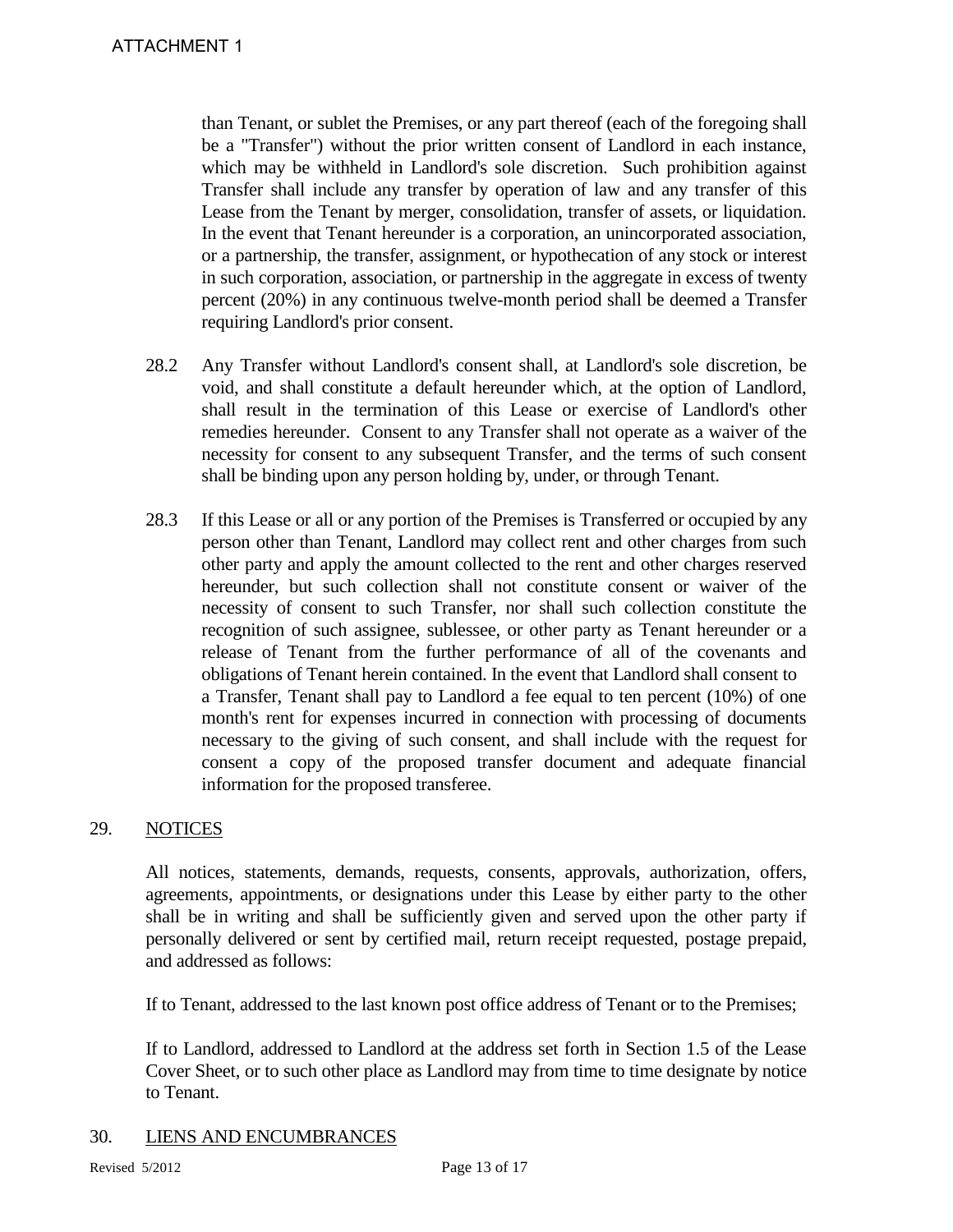than Tenant, or sublet the Premises, or any part thereof (each of the foregoing shall be a "Transfer") without the prior written consent of Landlord in each instance, which may be withheld in Landlord's sole discretion. Such prohibition against Transfer shall include any transfer by operation of law and any transfer of this Lease from the Tenant by merger, consolidation, transfer of assets, or liquidation. In the event that Tenant hereunder is a corporation, an unincorporated association, or a partnership, the transfer, assignment, or hypothecation of any stock or interest in such corporation, association, or partnership in the aggregate in excess of twenty percent (20%) in any continuous twelve-month period shall be deemed a Transfer requiring Landlord's prior consent.

28.2 Any Transfer without Landlord's consent shall, at Landlord's sole discretion, be void, and shall constitute a default hereunder which, at the option of Landlord, shall result in the termination of this Lease or exercise of Landlord's other remedies hereunder. Consent to any Transfer shall not operate as a waiver of the necessity for consent to any subsequent Transfer, and the terms of such consent shall be binding upon any person holding by, under, or through Tenant.

28.3 If this Lease or all or any portion of the Premises is Transferred or occupied by any person other than Tenant, Landlord may collect rent and other charges from such other party and apply the amount collected to the rent and other charges reserved hereunder, but such collection shall not constitute consent or waiver of the necessity of consent to such Transfer, nor shall such collection constitute the recognition of such assignee, sublessee, or other party as Tenant hereunder or a release of Tenant from the further performance of all of the covenants and obligations of Tenant herein contained. In the event that Landlord shall consent to a Transfer, Tenant shall pay to Landlord a fee equal to ten percent (10%) of one month's rent for expenses incurred in connection with processing of documents necessary to the giving of such consent, and shall include with the request for consent a copy of the proposed transfer document and adequate financial information for the proposed transferee.

## 29. NOTICES

All notices, statements, demands, requests, consents, approvals, authorization, offers, agreements, appointments, or designations under this Lease by either party to the other shall be in writing and shall be sufficiently given and served upon the other party if personally delivered or sent by certified mail, return receipt requested, postage prepaid, and addressed as follows:

If to Tenant, addressed to the last known post office address of Tenant or to the Premises;

If to Landlord, addressed to Landlord at the address set forth in Section 1.5 of the Lease Cover Sheet, or to such other place as Landlord may from time to time designate by notice to Tenant.

## 30. LIENS AND ENCUMBRANCES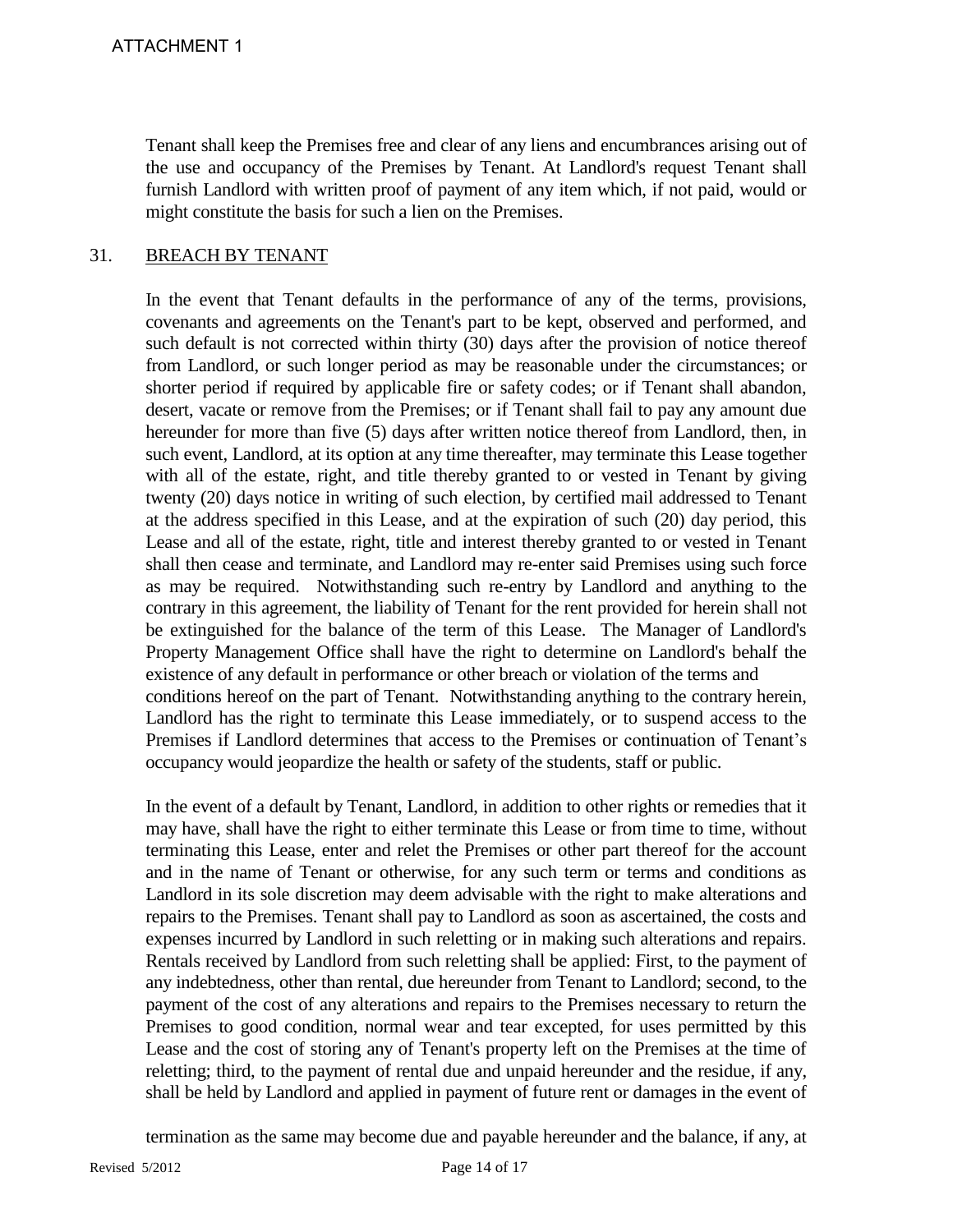Tenant shall keep the Premises free and clear of any liens and encumbrances arising out of the use and occupancy of the Premises by Tenant. At Landlord's request Tenant shall furnish Landlord with written proof of payment of any item which, if not paid, would or might constitute the basis for such a lien on the Premises.

## 31. BREACH BY TENANT

In the event that Tenant defaults in the performance of any of the terms, provisions, covenants and agreements on the Tenant's part to be kept, observed and performed, and such default is not corrected within thirty (30) days after the provision of notice thereof from Landlord, or such longer period as may be reasonable under the circumstances; or shorter period if required by applicable fire or safety codes; or if Tenant shall abandon, desert, vacate or remove from the Premises; or if Tenant shall fail to pay any amount due hereunder for more than five (5) days after written notice thereof from Landlord, then, in such event, Landlord, at its option at any time thereafter, may terminate this Lease together with all of the estate, right, and title thereby granted to or vested in Tenant by giving twenty (20) days notice in writing of such election, by certified mail addressed to Tenant at the address specified in this Lease, and at the expiration of such (20) day period, this Lease and all of the estate, right, title and interest thereby granted to or vested in Tenant shall then cease and terminate, and Landlord may re-enter said Premises using such force as may be required. Notwithstanding such re-entry by Landlord and anything to the contrary in this agreement, the liability of Tenant for the rent provided for herein shall not be extinguished for the balance of the term of this Lease. The Manager of Landlord's Property Management Office shall have the right to determine on Landlord's behalf the existence of any default in performance or other breach or violation of the terms and conditions hereof on the part of Tenant. Notwithstanding anything to the contrary herein, Landlord has the right to terminate this Lease immediately, or to suspend access to the Premises if Landlord determines that access to the Premises or continuation of Tenant's occupancy would jeopardize the health or safety of the students, staff or public.

In the event of a default by Tenant, Landlord, in addition to other rights or remedies that it may have, shall have the right to either terminate this Lease or from time to time, without terminating this Lease, enter and relet the Premises or other part thereof for the account and in the name of Tenant or otherwise, for any such term or terms and conditions as Landlord in its sole discretion may deem advisable with the right to make alterations and repairs to the Premises. Tenant shall pay to Landlord as soon as ascertained, the costs and expenses incurred by Landlord in such reletting or in making such alterations and repairs. Rentals received by Landlord from such reletting shall be applied: First, to the payment of any indebtedness, other than rental, due hereunder from Tenant to Landlord; second, to the payment of the cost of any alterations and repairs to the Premises necessary to return the Premises to good condition, normal wear and tear excepted, for uses permitted by this Lease and the cost of storing any of Tenant's property left on the Premises at the time of reletting; third, to the payment of rental due and unpaid hereunder and the residue, if any, shall be held by Landlord and applied in payment of future rent or damages in the event of

termination as the same may become due and payable hereunder and the balance, if any, at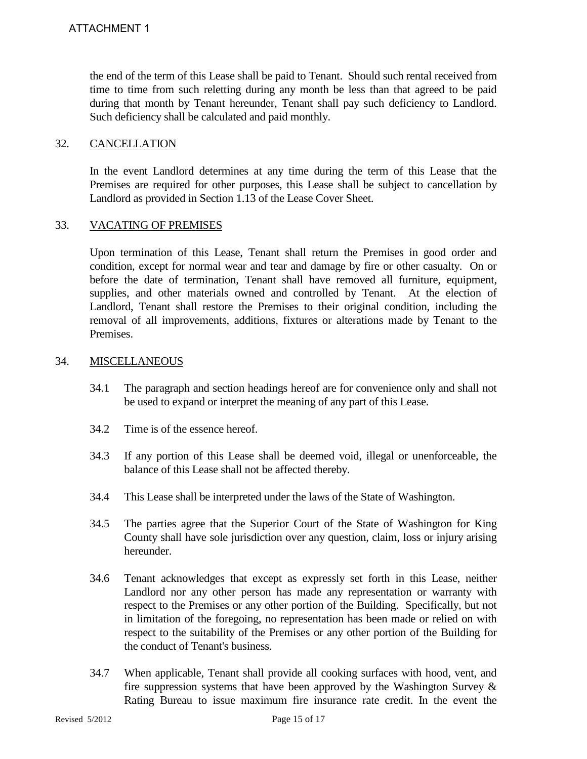the end of the term of this Lease shall be paid to Tenant. Should such rental received from time to time from such reletting during any month be less than that agreed to be paid during that month by Tenant hereunder, Tenant shall pay such deficiency to Landlord. Such deficiency shall be calculated and paid monthly.

## 32. CANCELLATION

In the event Landlord determines at any time during the term of this Lease that the Premises are required for other purposes, this Lease shall be subject to cancellation by Landlord as provided in Section 1.13 of the Lease Cover Sheet.

## 33. VACATING OF PREMISES

Upon termination of this Lease, Tenant shall return the Premises in good order and condition, except for normal wear and tear and damage by fire or other casualty. On or before the date of termination, Tenant shall have removed all furniture, equipment, supplies, and other materials owned and controlled by Tenant. At the election of Landlord, Tenant shall restore the Premises to their original condition, including the removal of all improvements, additions, fixtures or alterations made by Tenant to the Premises.

## 34. MISCELLANEOUS

34.1 The paragraph and section headings hereof are for convenience only and shall not be used to expand or interpret the meaning of any part of this Lease.

34.2 Time is of the essence hereof.

34.3 If any portion of this Lease shall be deemed void, illegal or unenforceable, the balance of this Lease shall not be affected thereby.

34.4 This Lease shall be interpreted under the laws of the State of Washington.

34.5 The parties agree that the Superior Court of the State of Washington for King County shall have sole jurisdiction over any question, claim, loss or injury arising hereunder.

34.6 Tenant acknowledges that except as expressly set forth in this Lease, neither Landlord nor any other person has made any representation or warranty with respect to the Premises or any other portion of the Building. Specifically, but not in limitation of the foregoing, no representation has been made or relied on with respect to the suitability of the Premises or any other portion of the Building for the conduct of Tenant's business.

34.7 When applicable, Tenant shall provide all cooking surfaces with hood, vent, and fire suppression systems that have been approved by the Washington Survey & Rating Bureau to issue maximum fire insurance rate credit. In the event the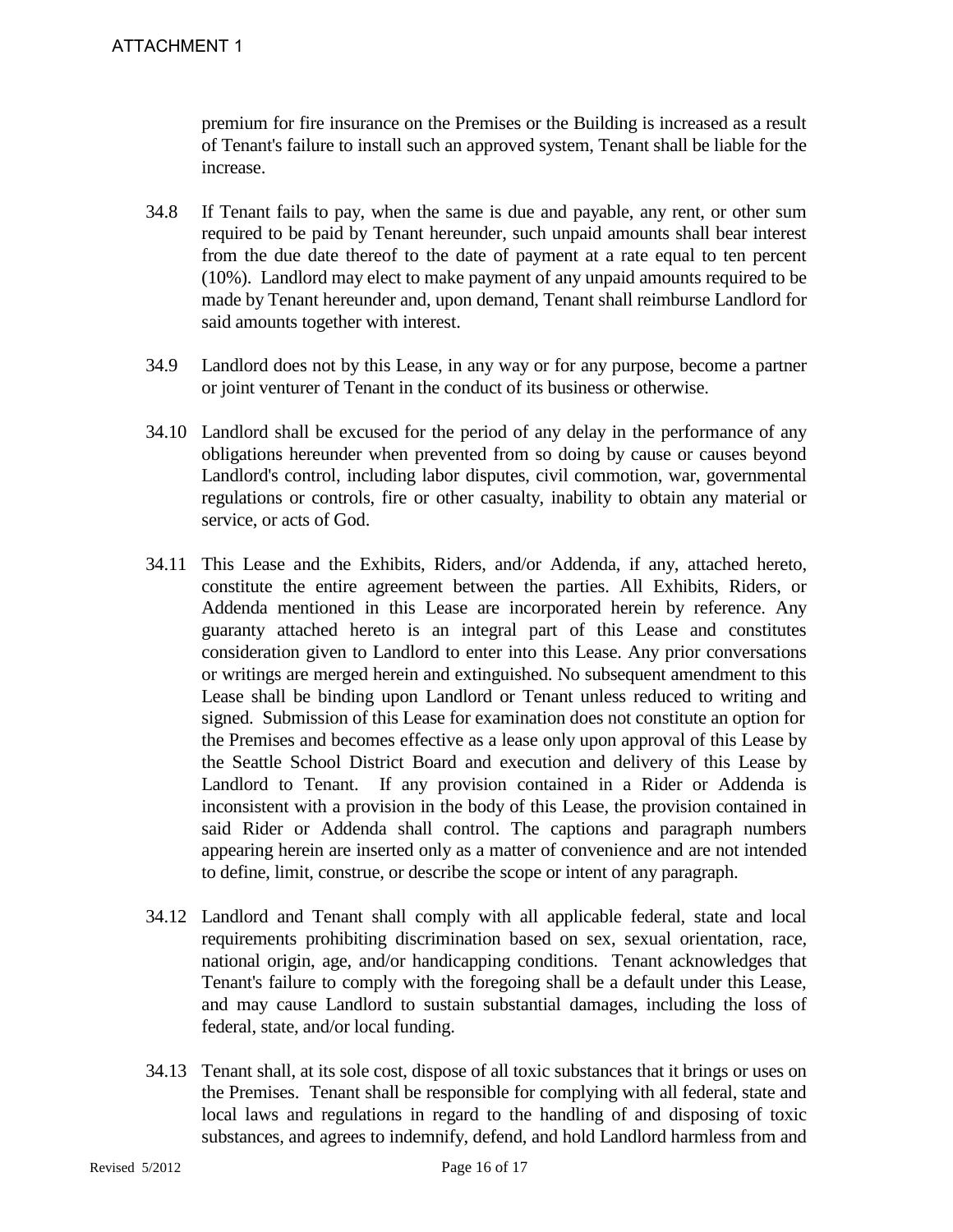premium for fire insurance on the Premises or the Building is increased as a result of Tenant's failure to install such an approved system, Tenant shall be liable for the increase.

34.8 If Tenant fails to pay, when the same is due and payable, any rent, or other sum required to be paid by Tenant hereunder, such unpaid amounts shall bear interest from the due date thereof to the date of payment at a rate equal to ten percent (10%). Landlord may elect to make payment of any unpaid amounts required to be made by Tenant hereunder and, upon demand, Tenant shall reimburse Landlord for said amounts together with interest.

34.9 Landlord does not by this Lease, in any way or for any purpose, become a partner or joint venturer of Tenant in the conduct of its business or otherwise.

34.10 Landlord shall be excused for the period of any delay in the performance of any obligations hereunder when prevented from so doing by cause or causes beyond Landlord's control, including labor disputes, civil commotion, war, governmental regulations or controls, fire or other casualty, inability to obtain any material or service, or acts of God.

34.11 This Lease and the Exhibits, Riders, and/or Addenda, if any, attached hereto, constitute the entire agreement between the parties. All Exhibits, Riders, or Addenda mentioned in this Lease are incorporated herein by reference. Any guaranty attached hereto is an integral part of this Lease and constitutes consideration given to Landlord to enter into this Lease. Any prior conversations or writings are merged herein and extinguished. No subsequent amendment to this Lease shall be binding upon Landlord or Tenant unless reduced to writing and signed. Submission of this Lease for examination does not constitute an option for the Premises and becomes effective as a lease only upon approval of this Lease by the Seattle School District Board and execution and delivery of this Lease by Landlord to Tenant. If any provision contained in a Rider or Addenda is inconsistent with a provision in the body of this Lease, the provision contained in said Rider or Addenda shall control. The captions and paragraph numbers appearing herein are inserted only as a matter of convenience and are not intended to define, limit, construe, or describe the scope or intent of any paragraph.

34.12 Landlord and Tenant shall comply with all applicable federal, state and local requirements prohibiting discrimination based on sex, sexual orientation, race, national origin, age, and/or handicapping conditions. Tenant acknowledges that Tenant's failure to comply with the foregoing shall be a default under this Lease, and may cause Landlord to sustain substantial damages, including the loss of federal, state, and/or local funding.

34.13 Tenant shall, at its sole cost, dispose of all toxic substances that it brings or uses on the Premises. Tenant shall be responsible for complying with all federal, state and local laws and regulations in regard to the handling of and disposing of toxic substances, and agrees to indemnify, defend, and hold Landlord harmless from and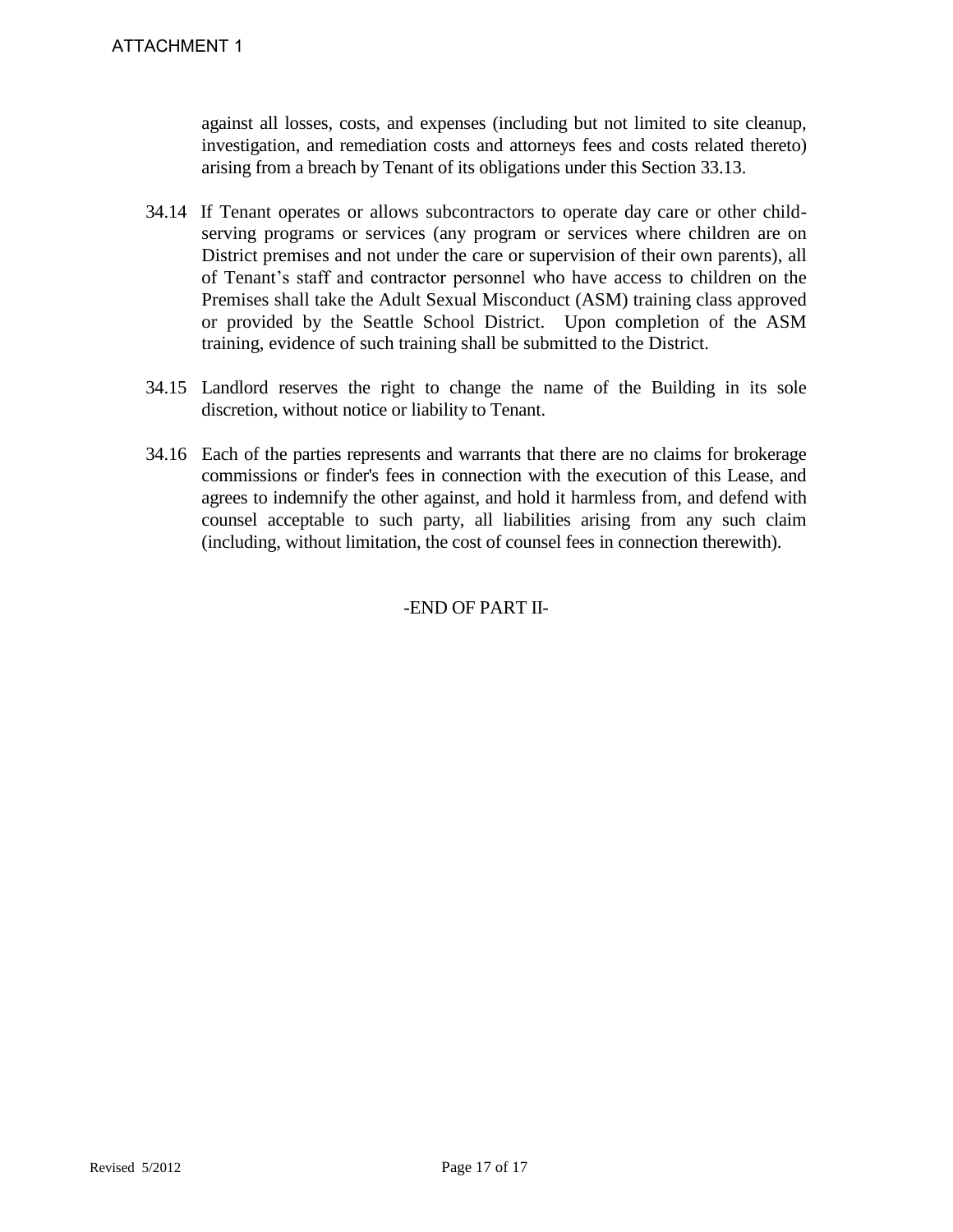against all losses, costs, and expenses (including but not limited to site cleanup, investigation, and remediation costs and attorneys fees and costs related thereto) arising from a breach by Tenant of its obligations under this Section 33.13.

34.14 If Tenant operates or allows subcontractors to operate day care or other child-serving programs or services (any program or services where children are on District premises and not under the care or supervision of their own parents), all of Tenant's staff and contractor personnel who have access to children on the Premises shall take the Adult Sexual Misconduct (ASM) training class approved or provided by the Seattle School District. Upon completion of the ASM training, evidence of such training shall be submitted to the District.

34.15 Landlord reserves the right to change the name of the Building in its sole discretion, without notice or liability to Tenant.

34.16 Each of the parties represents and warrants that there are no claims for brokerage commissions or finder's fees in connection with the execution of this Lease, and agrees to indemnify the other against, and hold it harmless from, and defend with counsel acceptable to such party, all liabilities arising from any such claim (including, without limitation, the cost of counsel fees in connection therewith).

-END OF PART II-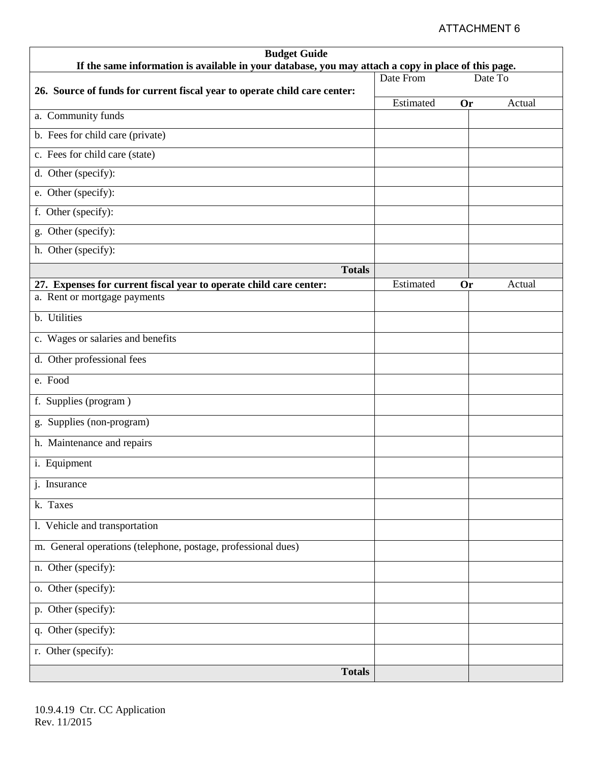ATTACHMENT 6

| Budget Guide<br>If the same information is available in your database, you may attach a copy in place of this page. | | |
|---|---|---|
| **26. Source of funds for current fiscal year to operate child care center:** | Date From | Date To |
| | Estimated **Or** | Actual |
| a. Community funds | | |
| b. Fees for child care (private) | | |
| c. Fees for child care (state) | | |
| d. Other (specify): | | |
| e. Other (specify): | | |
| f. Other (specify): | | |
| g. Other (specify): | | |
| h. Other (specify): | | |
| **Totals** | | |
| **27. Expenses for current fiscal year to operate child care center:** | Estimated **Or** | Actual |
| a. Rent or mortgage payments | | |
| b. Utilities | | |
| c. Wages or salaries and benefits | | |
| d. Other professional fees | | |
| e. Food | | |
| f. Supplies (program ) | | |
| g. Supplies (non-program) | | |
| h. Maintenance and repairs | | |
| i. Equipment | | |
| j. Insurance | | |
| k. Taxes | | |
| l. Vehicle and transportation | | |
| m. General operations (telephone, postage, professional dues) | | |
| n. Other (specify): | | |
| o. Other (specify): | | |
| p. Other (specify): | | |
| q. Other (specify): | | |
| r. Other (specify): | | |
| **Totals** | | |

10.9.4.19 Ctr. CC Application
Rev. 11/2015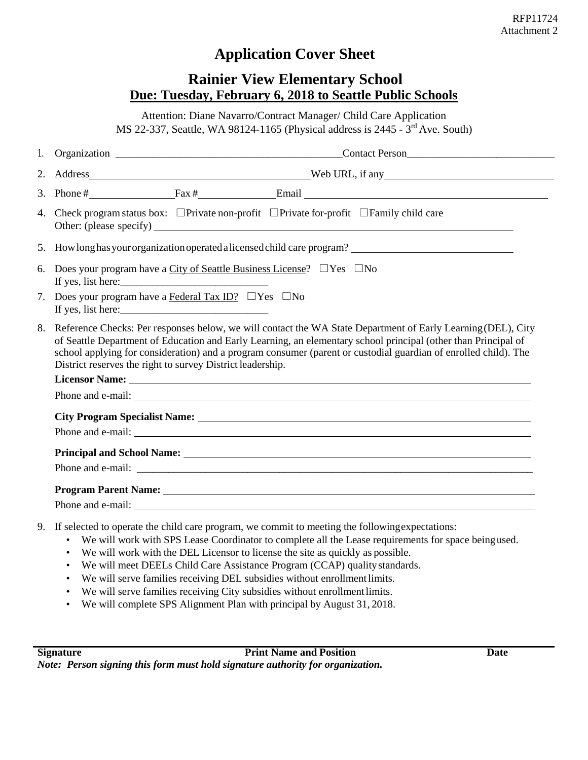RFP11724
Attachment 2

# Application Cover Sheet

## Rainier View Elementary School

## <u>Due: Tuesday, February 6, 2018 to Seattle Public Schools</u>

Attention: Diane Navarro/Contract Manager/ Child Care Application
MS 22-337, Seattle, WA 98124-1165 (Physical address is 2445 - 3rd Ave. South)

1. Organization \_\_\_\_\_\_\_\_\_\_\_\_\_\_\_\_\_\_\_\_\_\_\_\_\_\_\_\_\_\_\_\_\_\_\_\_\_\_\_\_\_\_\_Contact Person\_\_\_\_\_\_\_\_\_\_\_\_\_\_\_\_\_\_\_\_\_\_\_\_\_\_\_\_
2. Address\_\_\_\_\_\_\_\_\_\_\_\_\_\_\_\_\_\_\_\_\_\_\_\_\_\_\_\_\_\_\_\_\_\_\_\_\_\_\_\_\_\_Web URL, if any\_\_\_\_\_\_\_\_\_\_\_\_\_\_\_\_\_\_\_\_\_\_\_\_\_\_\_\_\_\_\_\_
3. Phone #\_\_\_\_\_\_\_\_\_\_\_\_\_\_\_\_\_Fax #\_\_\_\_\_\_\_\_\_\_\_\_\_\_\_Email \_\_\_\_\_\_\_\_\_\_\_\_\_\_\_\_\_\_\_\_\_\_\_\_\_\_\_\_\_\_\_\_\_\_\_\_\_\_\_\_\_\_\_\_\_\_
4. Check program status box: ☐Private non-profit ☐Private for-profit ☐Family child care
   Other: (please specify) \_\_\_\_\_\_\_\_\_\_\_\_\_\_\_\_\_\_\_\_\_\_\_\_\_\_\_\_\_\_\_\_\_\_\_\_\_\_\_\_\_\_\_\_\_\_\_\_\_\_\_\_\_\_\_\_\_\_\_\_\_\_\_\_\_\_\_\_\_\_\_
5. How long has your organization operated a licensed child care program? \_\_\_\_\_\_\_\_\_\_\_\_\_\_\_\_\_\_\_\_\_\_\_\_\_\_\_\_\_\_
6. Does your program have a <u>City of Seattle Business License</u>? ☐Yes ☐No
   If yes, list here:\_\_\_\_\_\_\_\_\_\_\_\_\_\_\_\_\_\_\_\_\_\_\_\_\_\_\_\_\_
7. Does your program have a <u>Federal Tax ID?</u> ☐Yes ☐No
   If yes, list here:\_\_\_\_\_\_\_\_\_\_\_\_\_\_\_\_\_\_\_\_\_\_\_\_\_\_\_\_\_
8. Reference Checks: Per responses below, we will contact the WA State Department of Early Learning (DEL), City of Seattle Department of Education and Early Learning, an elementary school principal (other than Principal of school applying for consideration) and a program consumer (parent or custodial guardian of enrolled child). The District reserves the right to survey District leadership.

   **Licensor Name:** \_\_\_\_\_\_\_\_\_\_\_\_\_\_\_\_\_\_\_\_\_\_\_\_\_\_\_\_\_\_\_\_\_\_\_\_\_\_\_\_\_\_\_\_\_\_\_\_\_\_\_\_\_\_\_\_\_\_\_\_\_\_\_\_\_\_\_\_\_\_\_\_\_\_\_
   Phone and e-mail: \_\_\_\_\_\_\_\_\_\_\_\_\_\_\_\_\_\_\_\_\_\_\_\_\_\_\_\_\_\_\_\_\_\_\_\_\_\_\_\_\_\_\_\_\_\_\_\_\_\_\_\_\_\_\_\_\_\_\_\_\_\_\_\_\_\_\_\_\_\_\_\_\_

   **City Program Specialist Name:** \_\_\_\_\_\_\_\_\_\_\_\_\_\_\_\_\_\_\_\_\_\_\_\_\_\_\_\_\_\_\_\_\_\_\_\_\_\_\_\_\_\_\_\_\_\_\_\_\_\_\_\_\_\_\_\_\_\_\_\_\_
   Phone and e-mail: \_\_\_\_\_\_\_\_\_\_\_\_\_\_\_\_\_\_\_\_\_\_\_\_\_\_\_\_\_\_\_\_\_\_\_\_\_\_\_\_\_\_\_\_\_\_\_\_\_\_\_\_\_\_\_\_\_\_\_\_\_\_\_\_\_\_\_\_\_\_\_\_\_

   **Principal and School Name:** \_\_\_\_\_\_\_\_\_\_\_\_\_\_\_\_\_\_\_\_\_\_\_\_\_\_\_\_\_\_\_\_\_\_\_\_\_\_\_\_\_\_\_\_\_\_\_\_\_\_\_\_\_\_\_\_\_\_\_\_\_\_\_
   Phone and e-mail: \_\_\_\_\_\_\_\_\_\_\_\_\_\_\_\_\_\_\_\_\_\_\_\_\_\_\_\_\_\_\_\_\_\_\_\_\_\_\_\_\_\_\_\_\_\_\_\_\_\_\_\_\_\_\_\_\_\_\_\_\_\_\_\_\_\_\_\_\_\_\_\_\_

   **Program Parent Name:** \_\_\_\_\_\_\_\_\_\_\_\_\_\_\_\_\_\_\_\_\_\_\_\_\_\_\_\_\_\_\_\_\_\_\_\_\_\_\_\_\_\_\_\_\_\_\_\_\_\_\_\_\_\_\_\_\_\_\_\_\_\_\_\_\_\_\_\_
   Phone and e-mail: \_\_\_\_\_\_\_\_\_\_\_\_\_\_\_\_\_\_\_\_\_\_\_\_\_\_\_\_\_\_\_\_\_\_\_\_\_\_\_\_\_\_\_\_\_\_\_\_\_\_\_\_\_\_\_\_\_\_\_\_\_\_\_\_\_\_\_\_\_\_\_\_\_

9. If selected to operate the child care program, we commit to meeting the following expectations:
   - We will work with SPS Lease Coordinator to complete all the Lease requirements for space being used.
   - We will work with the DEL Licensor to license the site as quickly as possible.
   - We will meet DEELs Child Care Assistance Program (CCAP) quality standards.
   - We will serve families receiving DEL subsidies without enrollment limits.
   - We will serve families receiving City subsidies without enrollment limits.
   - We will complete SPS Alignment Plan with principal by August 31, 2018.

\_\_\_\_\_\_\_\_\_\_\_\_\_\_\_\_\_\_\_\_\_\_\_\_\_\_\_\_\_\_\_\_\_\_\_\_\_\_\_\_\_\_\_\_\_\_\_\_\_\_\_\_\_\_\_\_\_\_\_\_\_\_\_\_\_\_\_\_\_\_\_\_\_\_\_\_\_\_\_\_\_\_\_\_\_\_\_\_\_\_
**Signature** **Print Name and Position** **Date**

***Note: Person signing this form must hold signature authority for organization.***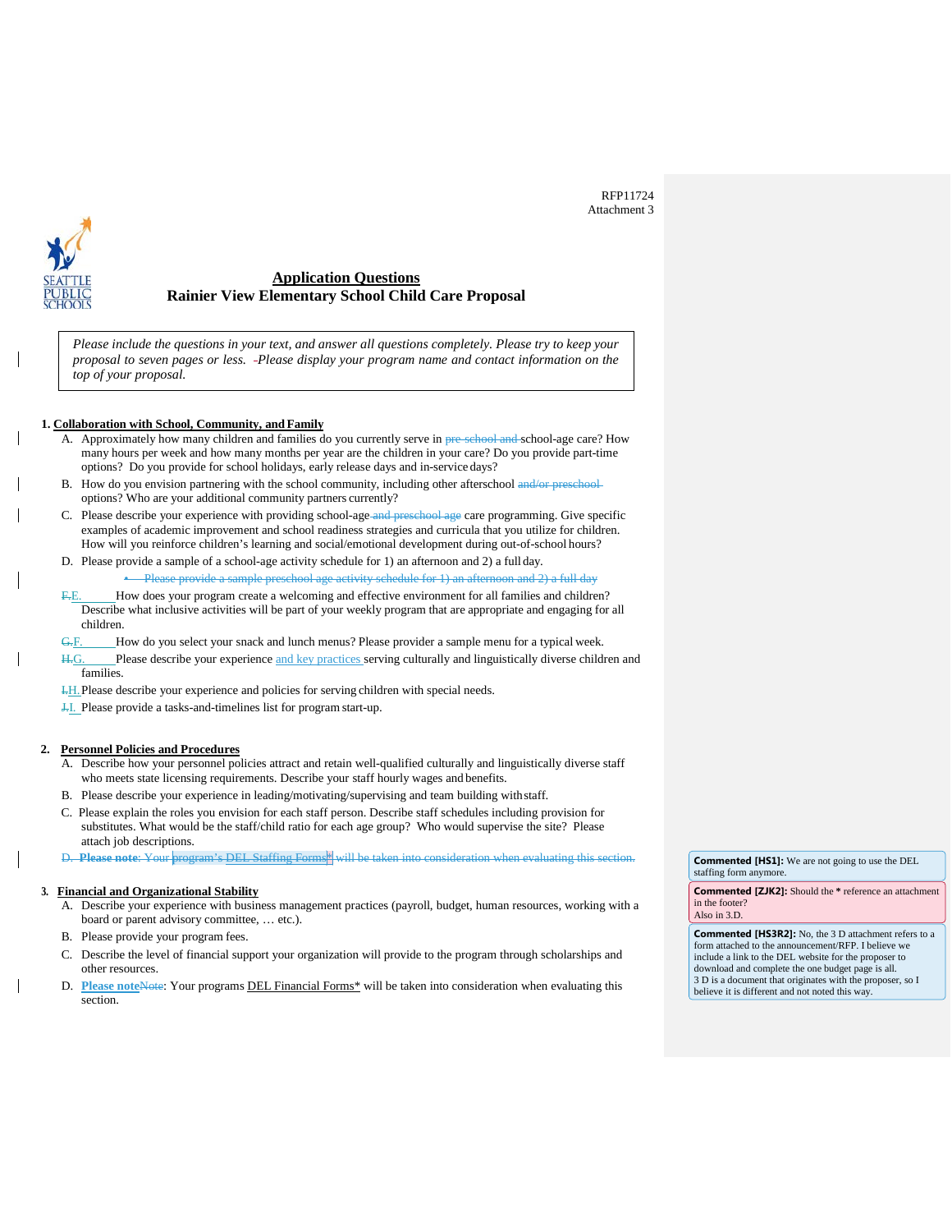RFP11724
Attachment 3

## Application Questions
## Rainier View Elementary School Child Care Proposal

*Please include the questions in your text, and answer all questions completely. Please try to keep your proposal to seven pages or less. Please display your program name and contact information on the top of your proposal.*

### 1. Collaboration with School, Community, and Family

A. Approximately how many children and families do you currently serve in school-age care? How many hours per week and how many months per year are the children in your care? Do you provide part-time options? Do you provide for school holidays, early release days and in-service days?

B. How do you envision partnering with the school community, including other afterschool options? Who are your additional community partners currently?

C. Please describe your experience with providing school-age care programming. Give specific examples of academic improvement and school readiness strategies and curricula that you utilize for children. How will you reinforce children's learning and social/emotional development during out-of-school hours?

D. Please provide a sample of a school-age activity schedule for 1) an afternoon and 2) a full day.

E. How does your program create a welcoming and effective environment for all families and children? Describe what inclusive activities will be part of your weekly program that are appropriate and engaging for all children.

F. How do you select your snack and lunch menus? Please provider a sample menu for a typical week.

G. Please describe your experience and key practices serving culturally and linguistically diverse children and families.

H. Please describe your experience and policies for serving children with special needs.

I. Please provide a tasks-and-timelines list for program start-up.

### 2. Personnel Policies and Procedures

A. Describe how your personnel policies attract and retain well-qualified culturally and linguistically diverse staff who meets state licensing requirements. Describe your staff hourly wages and benefits.

B. Please describe your experience in leading/motivating/supervising and team building with staff.

C. Please explain the roles you envision for each staff person. Describe staff schedules including provision for substitutes. What would be the staff/child ratio for each age group? Who would supervise the site? Please attach job descriptions.

### 3. Financial and Organizational Stability

A. Describe your experience with business management practices (payroll, budget, human resources, working with a board or parent advisory committee, … etc.).

B. Please provide your program fees.

C. Describe the level of financial support your organization will provide to the program through scholarships and other resources.

D. **Please note**: Your programs DEL Financial Forms* will be taken into consideration when evaluating this section.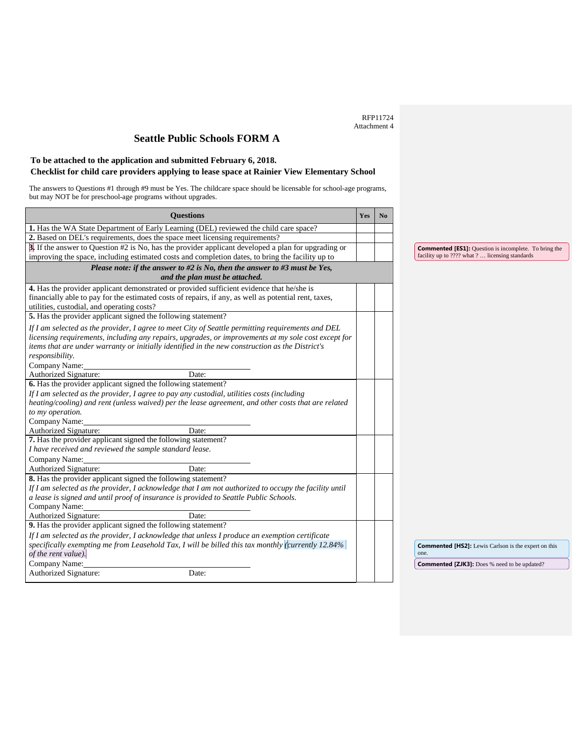RFP11724
Attachment 4

# Seattle Public Schools FORM A

**To be attached to the application and submitted February 6, 2018.**
**Checklist for child care providers applying to lease space at Rainier View Elementary School**

The answers to Questions #1 through #9 must be Yes. The childcare space should be licensable for school-age programs, but may NOT be for preschool-age programs without upgrades.

| Questions | Yes | No |
|---|---|---|
| **1.** Has the WA State Department of Early Learning (DEL) reviewed the child care space? | | |
| **2.** Based on DEL's requirements, does the space meet licensing requirements? | | |
| **3.** If the answer to Question #2 is No, has the provider applicant developed a plan for upgrading or improving the space, including estimated costs and completion dates, to bring the facility up to | | |
| ***Please note: if the answer to #2 is No, then the answer to #3 must be Yes, and the plan must be attached.*** | | |
| **4.** Has the provider applicant demonstrated or provided sufficient evidence that he/she is financially able to pay for the estimated costs of repairs, if any, as well as potential rent, taxes, utilities, custodial, and operating costs? | | |
| **5.** Has the provider applicant signed the following statement? *If I am selected as the provider, I agree to meet City of Seattle permitting requirements and DEL licensing requirements, including any repairs, upgrades, or improvements at my sole cost except for items that are under warranty or initially identified in the new construction as the District's responsibility.* Company Name:\_\_\_\_\_\_\_\_\_\_ Authorized Signature: Date: | | |
| **6.** Has the provider applicant signed the following statement? *If I am selected as the provider, I agree to pay any custodial, utilities costs (including heating/cooling) and rent (unless waived) per the lease agreement, and other costs that are related to my operation.* Company Name:\_\_\_\_\_\_\_\_\_\_ Authorized Signature: Date: | | |
| **7.** Has the provider applicant signed the following statement? *I have received and reviewed the sample standard lease.* Company Name:\_\_\_\_\_\_\_\_\_\_ Authorized Signature: Date: | | |
| **8.** Has the provider applicant signed the following statement? *If I am selected as the provider, I acknowledge that I am not authorized to occupy the facility until a lease is signed and until proof of insurance is provided to Seattle Public Schools.* Company Name:\_\_\_\_\_\_\_\_\_\_ Authorized Signature: Date: | | |
| **9.** Has the provider applicant signed the following statement? *If I am selected as the provider, I acknowledge that unless I produce an exemption certificate specifically exempting me from Leasehold Tax, I will be billed this tax monthly (currently 12.84% of the rent value).* Company Name:\_\_\_\_\_\_\_\_\_\_ Authorized Signature: Date: | | |

**Commented [ES1]:** Question is incomplete. To bring the facility up to ???? what ? … licensing standards

**Commented [HS2]:** Lewis Carlson is the expert on this one.

**Commented [ZJK3]:** Does % need to be updated?